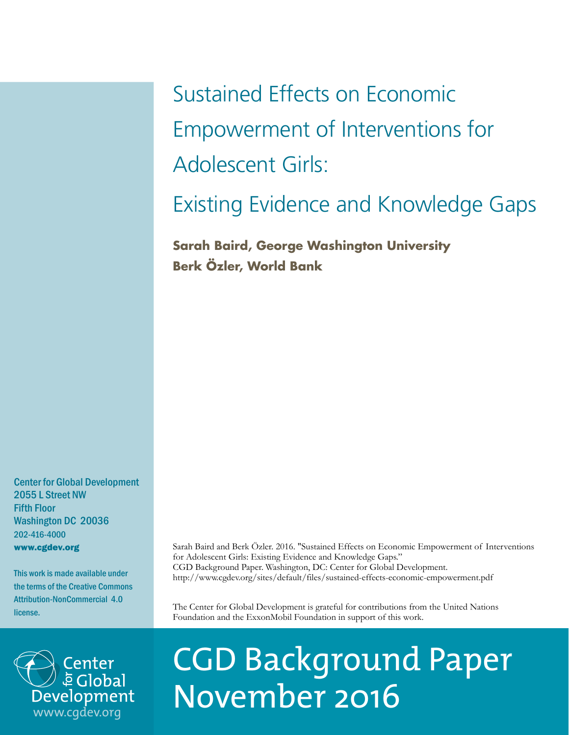# Sustained Effects on Economic Empowerment of Interventions for Adolescent Girls:

## Existing Evidence and Knowledge Gaps

**Sarah Baird, George Washington University**
**Berk Özler, World Bank**

Center for Global Development
2055 L Street NW
Fifth Floor
Washington DC 20036
202-416-4000
**www.cgdev.org**

This work is made available under the terms of the Creative Commons Attribution-NonCommercial 4.0 license.

Sarah Baird and Berk Özler. 2016. "Sustained Effects on Economic Empowerment of Interventions for Adolescent Girls: Existing Evidence and Knowledge Gaps."
CGD Background Paper. Washington, DC: Center for Global Development.
http://www.cgdev.org/sites/default/files/sustained-effects-economic-empowerment.pdf

The Center for Global Development is grateful for contributions from the United Nations Foundation and the ExxonMobil Foundation in support of this work.

Center for Global Development
www.cgdev.org

CGD Background Paper
November 2016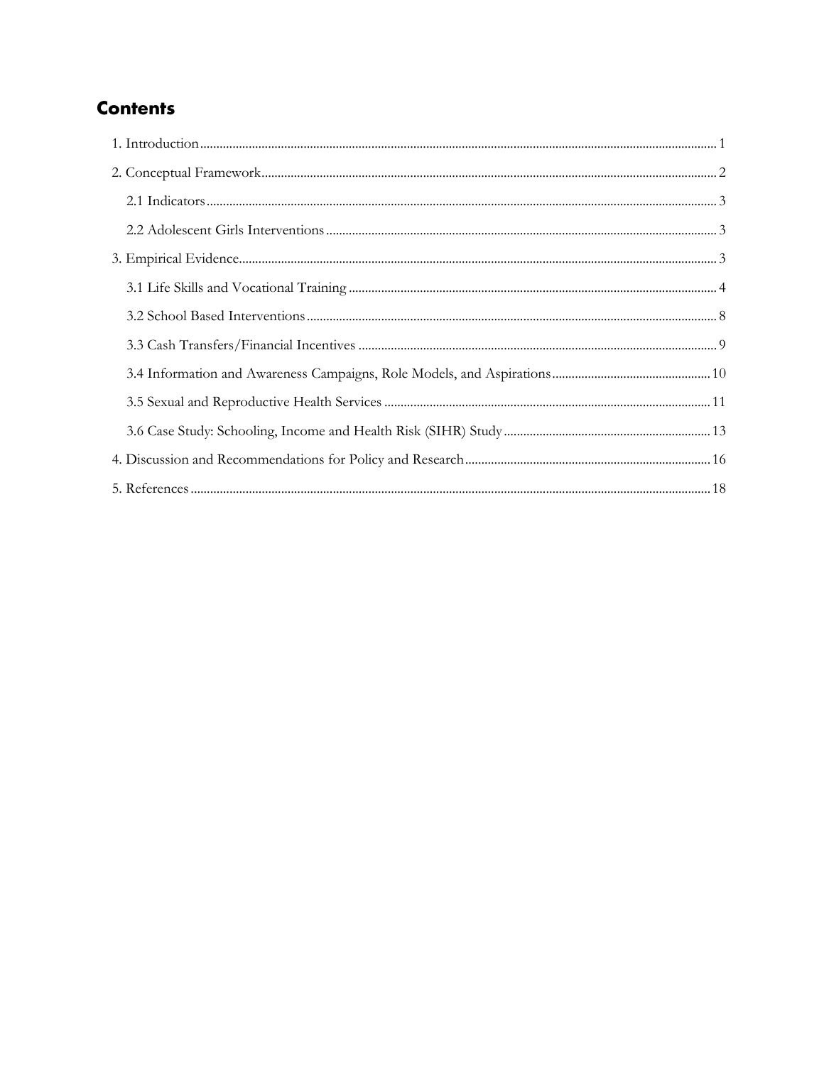# Contents

1. Introduction ........ 1
2. Conceptual Framework ........ 2
   - 2.1 Indicators ........ 3
   - 2.2 Adolescent Girls Interventions ........ 3
3. Empirical Evidence ........ 3
   - 3.1 Life Skills and Vocational Training ........ 4
   - 3.2 School Based Interventions ........ 8
   - 3.3 Cash Transfers/Financial Incentives ........ 9
   - 3.4 Information and Awareness Campaigns, Role Models, and Aspirations ........ 10
   - 3.5 Sexual and Reproductive Health Services ........ 11
   - 3.6 Case Study: Schooling, Income and Health Risk (SIHR) Study ........ 13
4. Discussion and Recommendations for Policy and Research ........ 16
5. References ........ 18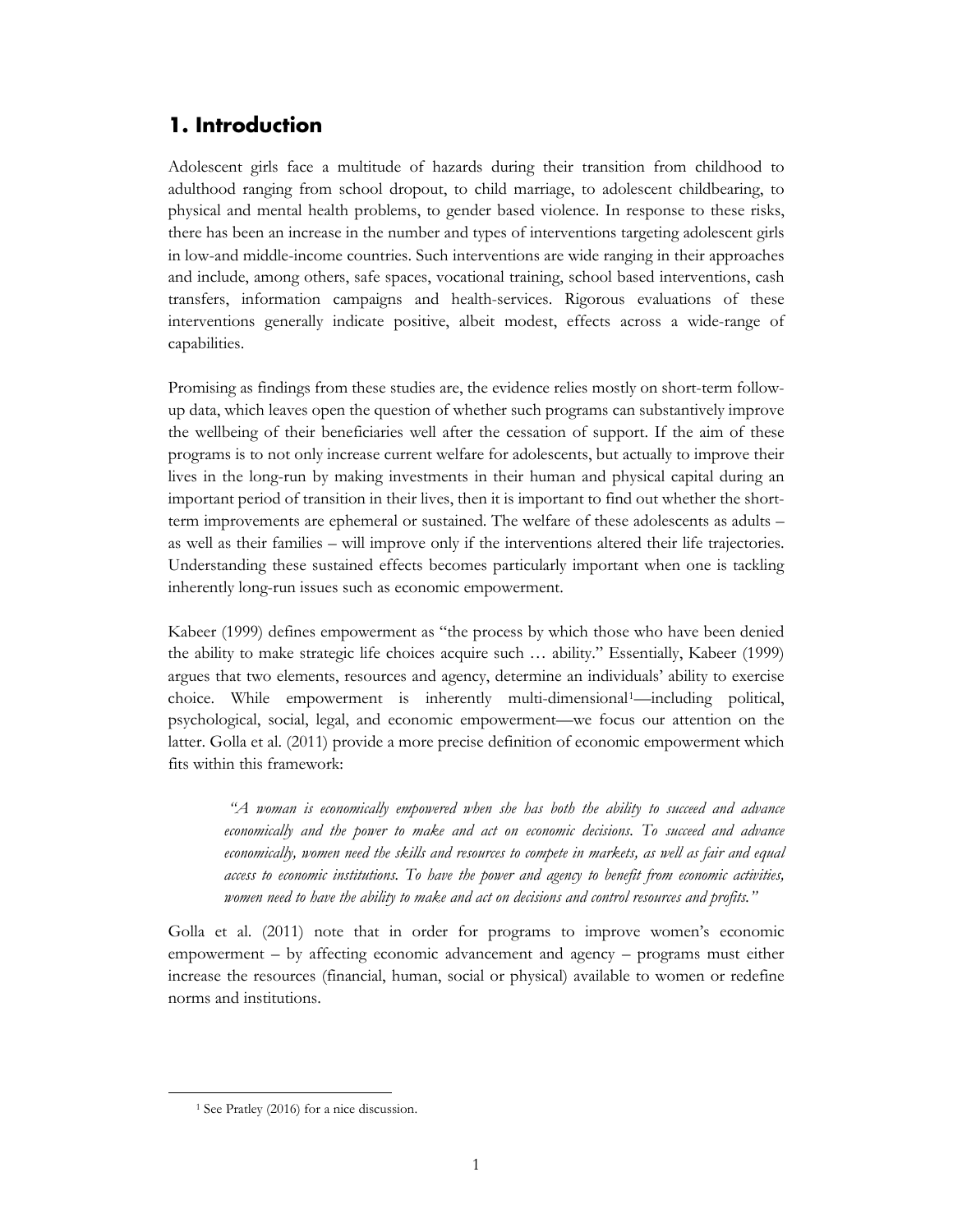## 1. Introduction

Adolescent girls face a multitude of hazards during their transition from childhood to adulthood ranging from school dropout, to child marriage, to adolescent childbearing, to physical and mental health problems, to gender based violence. In response to these risks, there has been an increase in the number and types of interventions targeting adolescent girls in low-and middle-income countries. Such interventions are wide ranging in their approaches and include, among others, safe spaces, vocational training, school based interventions, cash transfers, information campaigns and health-services. Rigorous evaluations of these interventions generally indicate positive, albeit modest, effects across a wide-range of capabilities.

Promising as findings from these studies are, the evidence relies mostly on short-term follow-up data, which leaves open the question of whether such programs can substantively improve the wellbeing of their beneficiaries well after the cessation of support. If the aim of these programs is to not only increase current welfare for adolescents, but actually to improve their lives in the long-run by making investments in their human and physical capital during an important period of transition in their lives, then it is important to find out whether the short-term improvements are ephemeral or sustained. The welfare of these adolescents as adults – as well as their families – will improve only if the interventions altered their life trajectories. Understanding these sustained effects becomes particularly important when one is tackling inherently long-run issues such as economic empowerment.

Kabeer (1999) defines empowerment as "the process by which those who have been denied the ability to make strategic life choices acquire such … ability." Essentially, Kabeer (1999) argues that two elements, resources and agency, determine an individuals' ability to exercise choice. While empowerment is inherently multi-dimensional[1]—including political, psychological, social, legal, and economic empowerment—we focus our attention on the latter. Golla et al. (2011) provide a more precise definition of economic empowerment which fits within this framework:

> *"A woman is economically empowered when she has both the ability to succeed and advance economically and the power to make and act on economic decisions. To succeed and advance economically, women need the skills and resources to compete in markets, as well as fair and equal access to economic institutions. To have the power and agency to benefit from economic activities, women need to have the ability to make and act on decisions and control resources and profits."*

Golla et al. (2011) note that in order for programs to improve women's economic empowerment – by affecting economic advancement and agency – programs must either increase the resources (financial, human, social or physical) available to women or redefine norms and institutions.

[1] See Pratley (2016) for a nice discussion.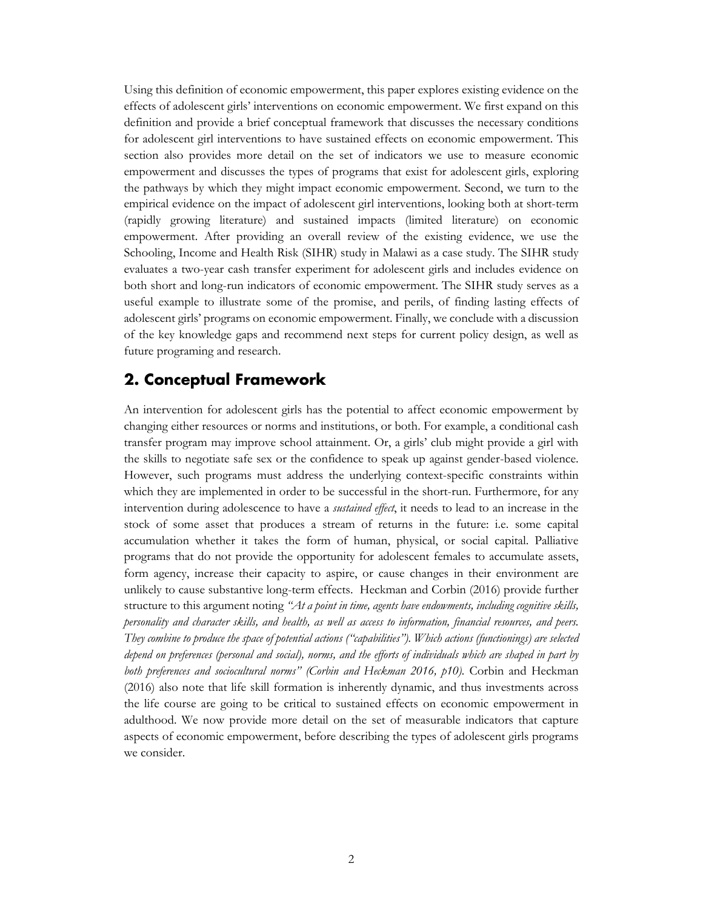Using this definition of economic empowerment, this paper explores existing evidence on the effects of adolescent girls' interventions on economic empowerment. We first expand on this definition and provide a brief conceptual framework that discusses the necessary conditions for adolescent girl interventions to have sustained effects on economic empowerment. This section also provides more detail on the set of indicators we use to measure economic empowerment and discusses the types of programs that exist for adolescent girls, exploring the pathways by which they might impact economic empowerment. Second, we turn to the empirical evidence on the impact of adolescent girl interventions, looking both at short-term (rapidly growing literature) and sustained impacts (limited literature) on economic empowerment. After providing an overall review of the existing evidence, we use the Schooling, Income and Health Risk (SIHR) study in Malawi as a case study. The SIHR study evaluates a two-year cash transfer experiment for adolescent girls and includes evidence on both short and long-run indicators of economic empowerment. The SIHR study serves as a useful example to illustrate some of the promise, and perils, of finding lasting effects of adolescent girls' programs on economic empowerment. Finally, we conclude with a discussion of the key knowledge gaps and recommend next steps for current policy design, as well as future programing and research.

## 2. Conceptual Framework

An intervention for adolescent girls has the potential to affect economic empowerment by changing either resources or norms and institutions, or both. For example, a conditional cash transfer program may improve school attainment. Or, a girls' club might provide a girl with the skills to negotiate safe sex or the confidence to speak up against gender-based violence. However, such programs must address the underlying context-specific constraints within which they are implemented in order to be successful in the short-run. Furthermore, for any intervention during adolescence to have a *sustained effect*, it needs to lead to an increase in the stock of some asset that produces a stream of returns in the future: i.e. some capital accumulation whether it takes the form of human, physical, or social capital. Palliative programs that do not provide the opportunity for adolescent females to accumulate assets, form agency, increase their capacity to aspire, or cause changes in their environment are unlikely to cause substantive long-term effects. Heckman and Corbin (2016) provide further structure to this argument noting *"At a point in time, agents have endowments, including cognitive skills, personality and character skills, and health, as well as access to information, financial resources, and peers. They combine to produce the space of potential actions ("capabilities"). Which actions (functionings) are selected depend on preferences (personal and social), norms, and the efforts of individuals which are shaped in part by both preferences and sociocultural norms" (Corbin and Heckman 2016, p10).* Corbin and Heckman (2016) also note that life skill formation is inherently dynamic, and thus investments across the life course are going to be critical to sustained effects on economic empowerment in adulthood. We now provide more detail on the set of measurable indicators that capture aspects of economic empowerment, before describing the types of adolescent girls programs we consider.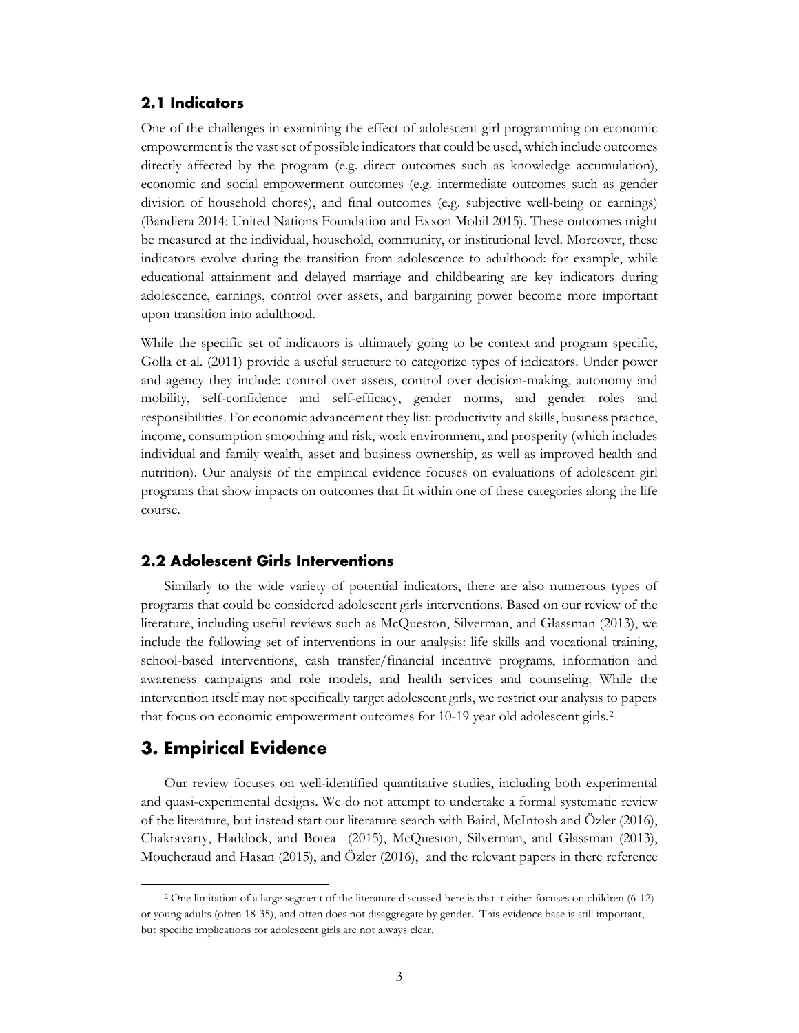## 2.1 Indicators

One of the challenges in examining the effect of adolescent girl programming on economic empowerment is the vast set of possible indicators that could be used, which include outcomes directly affected by the program (e.g. direct outcomes such as knowledge accumulation), economic and social empowerment outcomes (e.g. intermediate outcomes such as gender division of household chores), and final outcomes (e.g. subjective well-being or earnings) (Bandiera 2014; United Nations Foundation and Exxon Mobil 2015). These outcomes might be measured at the individual, household, community, or institutional level. Moreover, these indicators evolve during the transition from adolescence to adulthood: for example, while educational attainment and delayed marriage and childbearing are key indicators during adolescence, earnings, control over assets, and bargaining power become more important upon transition into adulthood.

While the specific set of indicators is ultimately going to be context and program specific, Golla et al. (2011) provide a useful structure to categorize types of indicators. Under power and agency they include: control over assets, control over decision-making, autonomy and mobility, self-confidence and self-efficacy, gender norms, and gender roles and responsibilities. For economic advancement they list: productivity and skills, business practice, income, consumption smoothing and risk, work environment, and prosperity (which includes individual and family wealth, asset and business ownership, as well as improved health and nutrition). Our analysis of the empirical evidence focuses on evaluations of adolescent girl programs that show impacts on outcomes that fit within one of these categories along the life course.

## 2.2 Adolescent Girls Interventions

Similarly to the wide variety of potential indicators, there are also numerous types of programs that could be considered adolescent girls interventions. Based on our review of the literature, including useful reviews such as McQueston, Silverman, and Glassman (2013), we include the following set of interventions in our analysis: life skills and vocational training, school-based interventions, cash transfer/financial incentive programs, information and awareness campaigns and role models, and health services and counseling. While the intervention itself may not specifically target adolescent girls, we restrict our analysis to papers that focus on economic empowerment outcomes for 10-19 year old adolescent girls.[2]

# 3. Empirical Evidence

Our review focuses on well-identified quantitative studies, including both experimental and quasi-experimental designs. We do not attempt to undertake a formal systematic review of the literature, but instead start our literature search with Baird, McIntosh and Özler (2016), Chakravarty, Haddock, and Botea (2015), McQueston, Silverman, and Glassman (2013), Moucheraud and Hasan (2015), and Özler (2016), and the relevant papers in there reference

[2] One limitation of a large segment of the literature discussed here is that it either focuses on children (6-12) or young adults (often 18-35), and often does not disaggregate by gender. This evidence base is still important, but specific implications for adolescent girls are not always clear.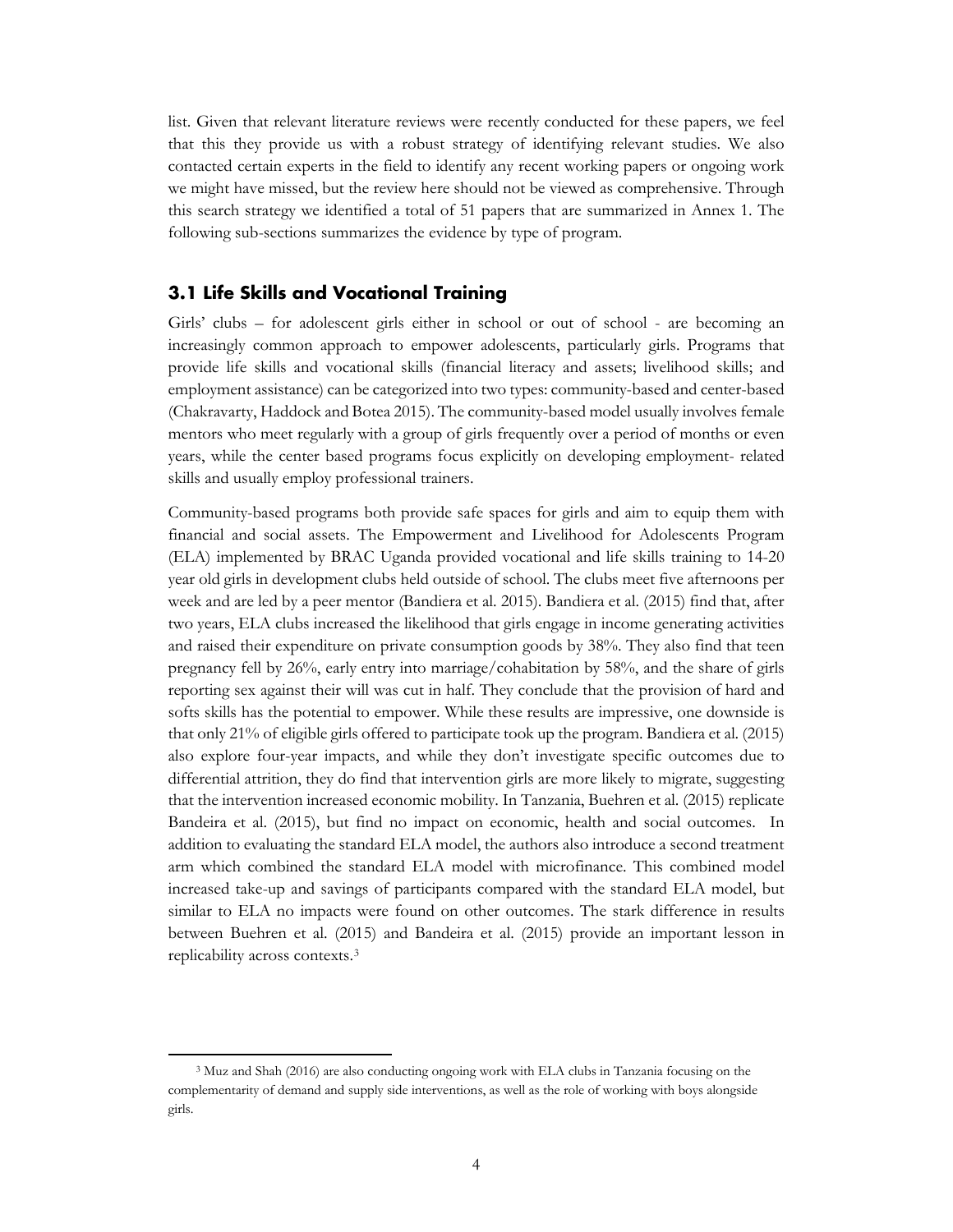list. Given that relevant literature reviews were recently conducted for these papers, we feel that this they provide us with a robust strategy of identifying relevant studies. We also contacted certain experts in the field to identify any recent working papers or ongoing work we might have missed, but the review here should not be viewed as comprehensive. Through this search strategy we identified a total of 51 papers that are summarized in Annex 1. The following sub-sections summarizes the evidence by type of program.

### 3.1 Life Skills and Vocational Training

Girls' clubs – for adolescent girls either in school or out of school - are becoming an increasingly common approach to empower adolescents, particularly girls. Programs that provide life skills and vocational skills (financial literacy and assets; livelihood skills; and employment assistance) can be categorized into two types: community-based and center-based (Chakravarty, Haddock and Botea 2015). The community-based model usually involves female mentors who meet regularly with a group of girls frequently over a period of months or even years, while the center based programs focus explicitly on developing employment- related skills and usually employ professional trainers.

Community-based programs both provide safe spaces for girls and aim to equip them with financial and social assets. The Empowerment and Livelihood for Adolescents Program (ELA) implemented by BRAC Uganda provided vocational and life skills training to 14-20 year old girls in development clubs held outside of school. The clubs meet five afternoons per week and are led by a peer mentor (Bandiera et al. 2015). Bandiera et al. (2015) find that, after two years, ELA clubs increased the likelihood that girls engage in income generating activities and raised their expenditure on private consumption goods by 38%. They also find that teen pregnancy fell by 26%, early entry into marriage/cohabitation by 58%, and the share of girls reporting sex against their will was cut in half. They conclude that the provision of hard and softs skills has the potential to empower. While these results are impressive, one downside is that only 21% of eligible girls offered to participate took up the program. Bandiera et al. (2015) also explore four-year impacts, and while they don't investigate specific outcomes due to differential attrition, they do find that intervention girls are more likely to migrate, suggesting that the intervention increased economic mobility. In Tanzania, Buehren et al. (2015) replicate Bandeira et al. (2015), but find no impact on economic, health and social outcomes. In addition to evaluating the standard ELA model, the authors also introduce a second treatment arm which combined the standard ELA model with microfinance. This combined model increased take-up and savings of participants compared with the standard ELA model, but similar to ELA no impacts were found on other outcomes. The stark difference in results between Buehren et al. (2015) and Bandeira et al. (2015) provide an important lesson in replicability across contexts.[3]

[3] Muz and Shah (2016) are also conducting ongoing work with ELA clubs in Tanzania focusing on the complementarity of demand and supply side interventions, as well as the role of working with boys alongside girls.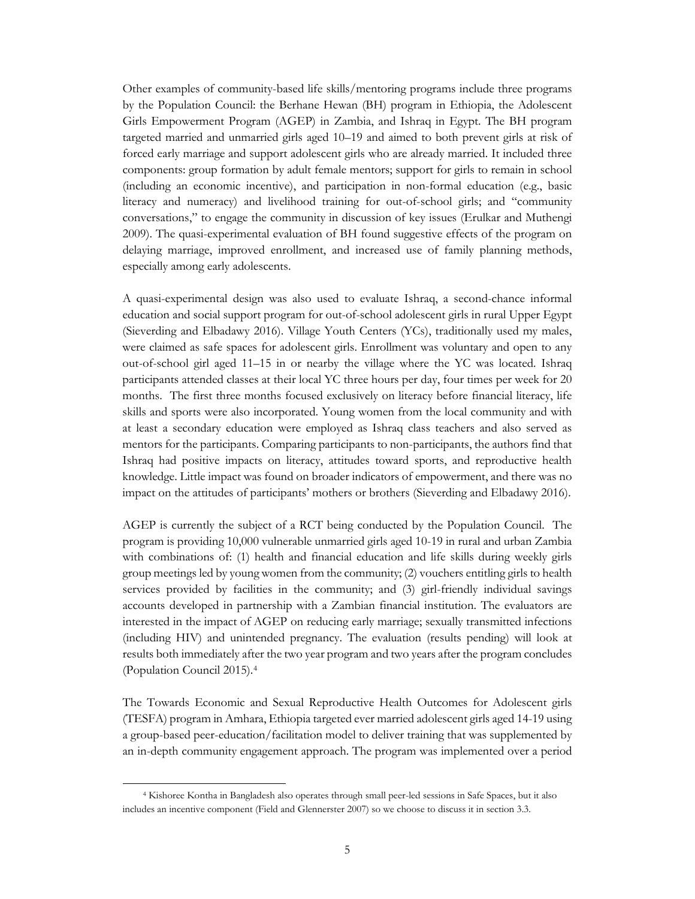Other examples of community-based life skills/mentoring programs include three programs by the Population Council: the Berhane Hewan (BH) program in Ethiopia, the Adolescent Girls Empowerment Program (AGEP) in Zambia, and Ishraq in Egypt. The BH program targeted married and unmarried girls aged 10–19 and aimed to both prevent girls at risk of forced early marriage and support adolescent girls who are already married. It included three components: group formation by adult female mentors; support for girls to remain in school (including an economic incentive), and participation in non-formal education (e.g., basic literacy and numeracy) and livelihood training for out-of-school girls; and "community conversations," to engage the community in discussion of key issues (Erulkar and Muthengi 2009). The quasi-experimental evaluation of BH found suggestive effects of the program on delaying marriage, improved enrollment, and increased use of family planning methods, especially among early adolescents.

A quasi-experimental design was also used to evaluate Ishraq, a second-chance informal education and social support program for out-of-school adolescent girls in rural Upper Egypt (Sieverding and Elbadawy 2016). Village Youth Centers (YCs), traditionally used my males, were claimed as safe spaces for adolescent girls. Enrollment was voluntary and open to any out-of-school girl aged 11–15 in or nearby the village where the YC was located. Ishraq participants attended classes at their local YC three hours per day, four times per week for 20 months. The first three months focused exclusively on literacy before financial literacy, life skills and sports were also incorporated. Young women from the local community and with at least a secondary education were employed as Ishraq class teachers and also served as mentors for the participants. Comparing participants to non-participants, the authors find that Ishraq had positive impacts on literacy, attitudes toward sports, and reproductive health knowledge. Little impact was found on broader indicators of empowerment, and there was no impact on the attitudes of participants' mothers or brothers (Sieverding and Elbadawy 2016).

AGEP is currently the subject of a RCT being conducted by the Population Council. The program is providing 10,000 vulnerable unmarried girls aged 10-19 in rural and urban Zambia with combinations of: (1) health and financial education and life skills during weekly girls group meetings led by young women from the community; (2) vouchers entitling girls to health services provided by facilities in the community; and (3) girl-friendly individual savings accounts developed in partnership with a Zambian financial institution. The evaluators are interested in the impact of AGEP on reducing early marriage; sexually transmitted infections (including HIV) and unintended pregnancy. The evaluation (results pending) will look at results both immediately after the two year program and two years after the program concludes (Population Council 2015).[4]

The Towards Economic and Sexual Reproductive Health Outcomes for Adolescent girls (TESFA) program in Amhara, Ethiopia targeted ever married adolescent girls aged 14-19 using a group-based peer-education/facilitation model to deliver training that was supplemented by an in-depth community engagement approach. The program was implemented over a period

[4] Kishoree Kontha in Bangladesh also operates through small peer-led sessions in Safe Spaces, but it also includes an incentive component (Field and Glennerster 2007) so we choose to discuss it in section 3.3.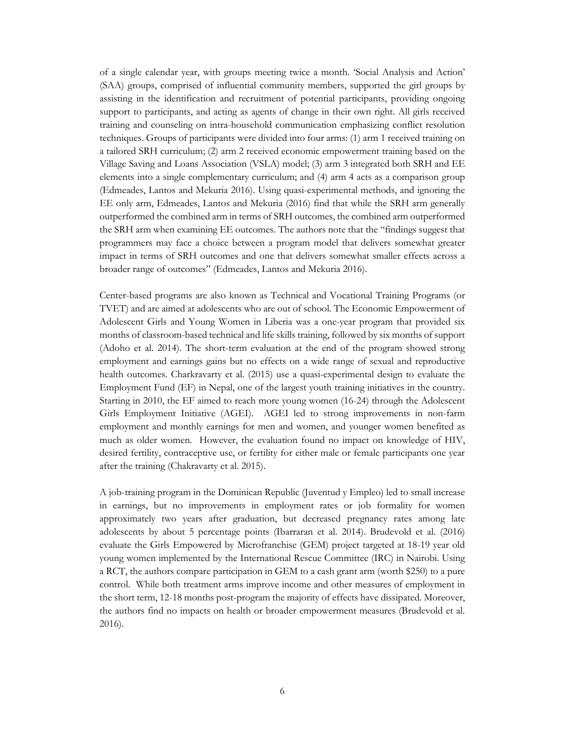of a single calendar year, with groups meeting twice a month. 'Social Analysis and Action' (SAA) groups, comprised of influential community members, supported the girl groups by assisting in the identification and recruitment of potential participants, providing ongoing support to participants, and acting as agents of change in their own right. All girls received training and counseling on intra-household communication emphasizing conflict resolution techniques. Groups of participants were divided into four arms: (1) arm 1 received training on a tailored SRH curriculum; (2) arm 2 received economic empowerment training based on the Village Saving and Loans Association (VSLA) model; (3) arm 3 integrated both SRH and EE elements into a single complementary curriculum; and (4) arm 4 acts as a comparison group (Edmeades, Lantos and Mekuria 2016). Using quasi-experimental methods, and ignoring the EE only arm, Edmeades, Lantos and Mekuria (2016) find that while the SRH arm generally outperformed the combined arm in terms of SRH outcomes, the combined arm outperformed the SRH arm when examining EE outcomes. The authors note that the "findings suggest that programmers may face a choice between a program model that delivers somewhat greater impact in terms of SRH outcomes and one that delivers somewhat smaller effects across a broader range of outcomes" (Edmeades, Lantos and Mekuria 2016).

Center-based programs are also known as Technical and Vocational Training Programs (or TVET) and are aimed at adolescents who are out of school. The Economic Empowerment of Adolescent Girls and Young Women in Liberia was a one-year program that provided six months of classroom-based technical and life skills training, followed by six months of support (Adoho et al. 2014). The short-term evaluation at the end of the program showed strong employment and earnings gains but no effects on a wide range of sexual and reproductive health outcomes. Charkravarty et al. (2015) use a quasi-experimental design to evaluate the Employment Fund (EF) in Nepal, one of the largest youth training initiatives in the country. Starting in 2010, the EF aimed to reach more young women (16-24) through the Adolescent Girls Employment Initiative (AGEI). AGEI led to strong improvements in non-farm employment and monthly earnings for men and women, and younger women benefited as much as older women. However, the evaluation found no impact on knowledge of HIV, desired fertility, contraceptive use, or fertility for either male or female participants one year after the training (Chakravarty et al. 2015).

A job-training program in the Dominican Republic (Juventud y Empleo) led to small increase in earnings, but no improvements in employment rates or job formality for women approximately two years after graduation, but decreased pregnancy rates among late adolescents by about 5 percentage points (Ibarraran et al. 2014). Brudevold et al. (2016) evaluate the Girls Empowered by Microfranchise (GEM) project targeted at 18-19 year old young women implemented by the International Rescue Committee (IRC) in Nairobi. Using a RCT, the authors compare participation in GEM to a cash grant arm (worth $250) to a pure control. While both treatment arms improve income and other measures of employment in the short term, 12-18 months post-program the majority of effects have dissipated. Moreover, the authors find no impacts on health or broader empowerment measures (Brudevold et al. 2016).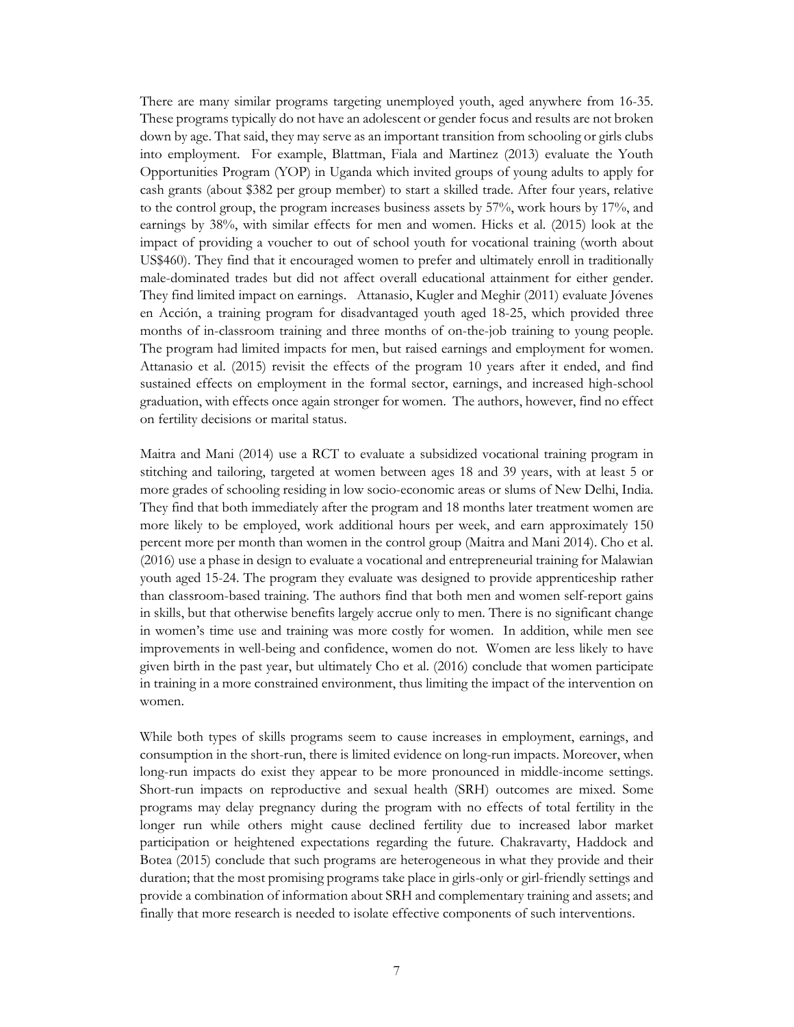There are many similar programs targeting unemployed youth, aged anywhere from 16-35. These programs typically do not have an adolescent or gender focus and results are not broken down by age. That said, they may serve as an important transition from schooling or girls clubs into employment. For example, Blattman, Fiala and Martinez (2013) evaluate the Youth Opportunities Program (YOP) in Uganda which invited groups of young adults to apply for cash grants (about $382 per group member) to start a skilled trade. After four years, relative to the control group, the program increases business assets by 57%, work hours by 17%, and earnings by 38%, with similar effects for men and women. Hicks et al. (2015) look at the impact of providing a voucher to out of school youth for vocational training (worth about US$460). They find that it encouraged women to prefer and ultimately enroll in traditionally male-dominated trades but did not affect overall educational attainment for either gender. They find limited impact on earnings. Attanasio, Kugler and Meghir (2011) evaluate Jóvenes en Acción, a training program for disadvantaged youth aged 18-25, which provided three months of in-classroom training and three months of on-the-job training to young people. The program had limited impacts for men, but raised earnings and employment for women. Attanasio et al. (2015) revisit the effects of the program 10 years after it ended, and find sustained effects on employment in the formal sector, earnings, and increased high-school graduation, with effects once again stronger for women. The authors, however, find no effect on fertility decisions or marital status.

Maitra and Mani (2014) use a RCT to evaluate a subsidized vocational training program in stitching and tailoring, targeted at women between ages 18 and 39 years, with at least 5 or more grades of schooling residing in low socio-economic areas or slums of New Delhi, India. They find that both immediately after the program and 18 months later treatment women are more likely to be employed, work additional hours per week, and earn approximately 150 percent more per month than women in the control group (Maitra and Mani 2014). Cho et al. (2016) use a phase in design to evaluate a vocational and entrepreneurial training for Malawian youth aged 15-24. The program they evaluate was designed to provide apprenticeship rather than classroom-based training. The authors find that both men and women self-report gains in skills, but that otherwise benefits largely accrue only to men. There is no significant change in women's time use and training was more costly for women. In addition, while men see improvements in well-being and confidence, women do not. Women are less likely to have given birth in the past year, but ultimately Cho et al. (2016) conclude that women participate in training in a more constrained environment, thus limiting the impact of the intervention on women.

While both types of skills programs seem to cause increases in employment, earnings, and consumption in the short-run, there is limited evidence on long-run impacts. Moreover, when long-run impacts do exist they appear to be more pronounced in middle-income settings. Short-run impacts on reproductive and sexual health (SRH) outcomes are mixed. Some programs may delay pregnancy during the program with no effects of total fertility in the longer run while others might cause declined fertility due to increased labor market participation or heightened expectations regarding the future. Chakravarty, Haddock and Botea (2015) conclude that such programs are heterogeneous in what they provide and their duration; that the most promising programs take place in girls-only or girl-friendly settings and provide a combination of information about SRH and complementary training and assets; and finally that more research is needed to isolate effective components of such interventions.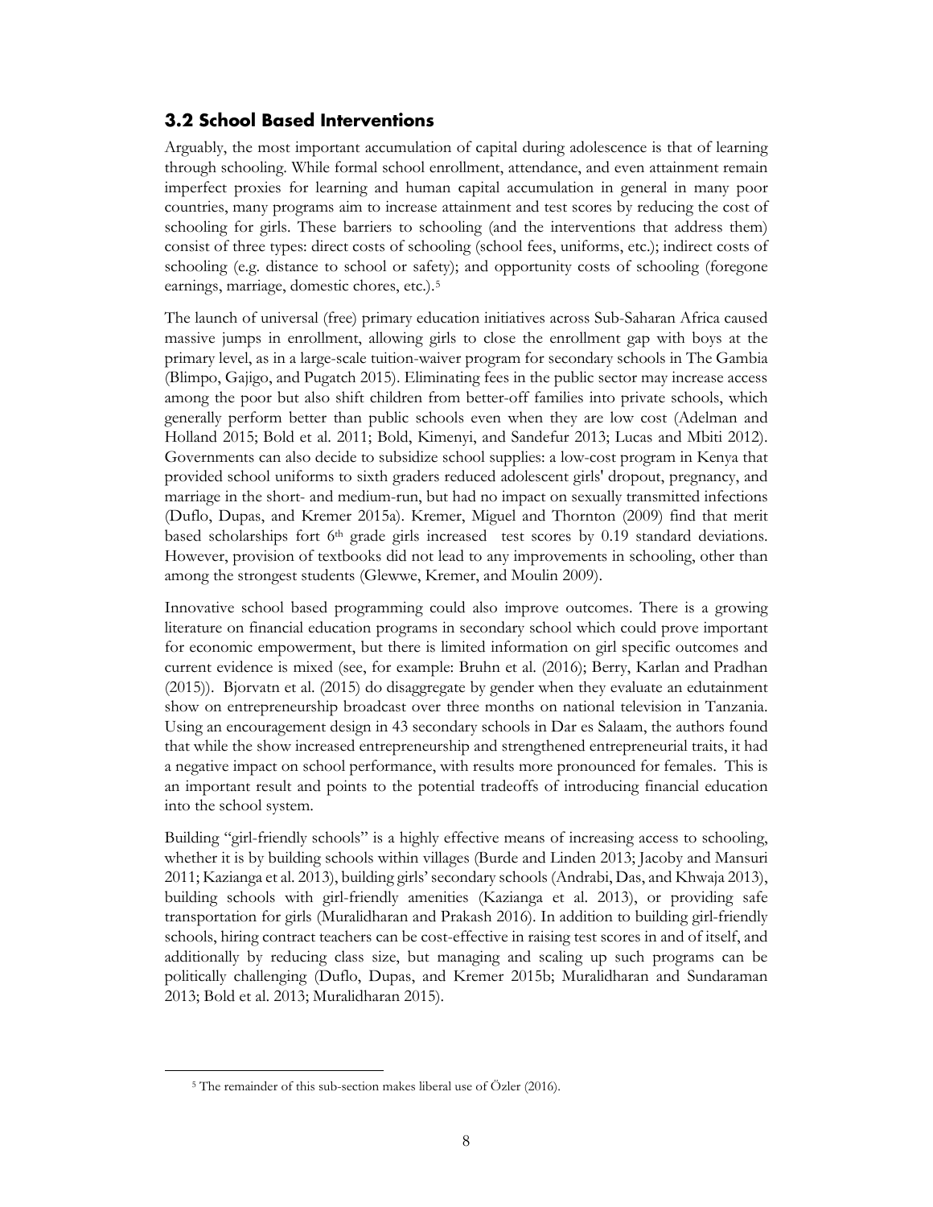### 3.2 School Based Interventions

Arguably, the most important accumulation of capital during adolescence is that of learning through schooling. While formal school enrollment, attendance, and even attainment remain imperfect proxies for learning and human capital accumulation in general in many poor countries, many programs aim to increase attainment and test scores by reducing the cost of schooling for girls. These barriers to schooling (and the interventions that address them) consist of three types: direct costs of schooling (school fees, uniforms, etc.); indirect costs of schooling (e.g. distance to school or safety); and opportunity costs of schooling (foregone earnings, marriage, domestic chores, etc.).[5]

The launch of universal (free) primary education initiatives across Sub-Saharan Africa caused massive jumps in enrollment, allowing girls to close the enrollment gap with boys at the primary level, as in a large-scale tuition-waiver program for secondary schools in The Gambia (Blimpo, Gajigo, and Pugatch 2015). Eliminating fees in the public sector may increase access among the poor but also shift children from better-off families into private schools, which generally perform better than public schools even when they are low cost (Adelman and Holland 2015; Bold et al. 2011; Bold, Kimenyi, and Sandefur 2013; Lucas and Mbiti 2012). Governments can also decide to subsidize school supplies: a low-cost program in Kenya that provided school uniforms to sixth graders reduced adolescent girls' dropout, pregnancy, and marriage in the short- and medium-run, but had no impact on sexually transmitted infections (Duflo, Dupas, and Kremer 2015a). Kremer, Miguel and Thornton (2009) find that merit based scholarships fort 6th grade girls increased test scores by 0.19 standard deviations. However, provision of textbooks did not lead to any improvements in schooling, other than among the strongest students (Glewwe, Kremer, and Moulin 2009).

Innovative school based programming could also improve outcomes. There is a growing literature on financial education programs in secondary school which could prove important for economic empowerment, but there is limited information on girl specific outcomes and current evidence is mixed (see, for example: Bruhn et al. (2016); Berry, Karlan and Pradhan (2015)). Bjorvatn et al. (2015) do disaggregate by gender when they evaluate an edutainment show on entrepreneurship broadcast over three months on national television in Tanzania. Using an encouragement design in 43 secondary schools in Dar es Salaam, the authors found that while the show increased entrepreneurship and strengthened entrepreneurial traits, it had a negative impact on school performance, with results more pronounced for females. This is an important result and points to the potential tradeoffs of introducing financial education into the school system.

Building "girl-friendly schools" is a highly effective means of increasing access to schooling, whether it is by building schools within villages (Burde and Linden 2013; Jacoby and Mansuri 2011; Kazianga et al. 2013), building girls' secondary schools (Andrabi, Das, and Khwaja 2013), building schools with girl-friendly amenities (Kazianga et al. 2013), or providing safe transportation for girls (Muralidharan and Prakash 2016). In addition to building girl-friendly schools, hiring contract teachers can be cost-effective in raising test scores in and of itself, and additionally by reducing class size, but managing and scaling up such programs can be politically challenging (Duflo, Dupas, and Kremer 2015b; Muralidharan and Sundaraman 2013; Bold et al. 2013; Muralidharan 2015).

[5] The remainder of this sub-section makes liberal use of Özler (2016).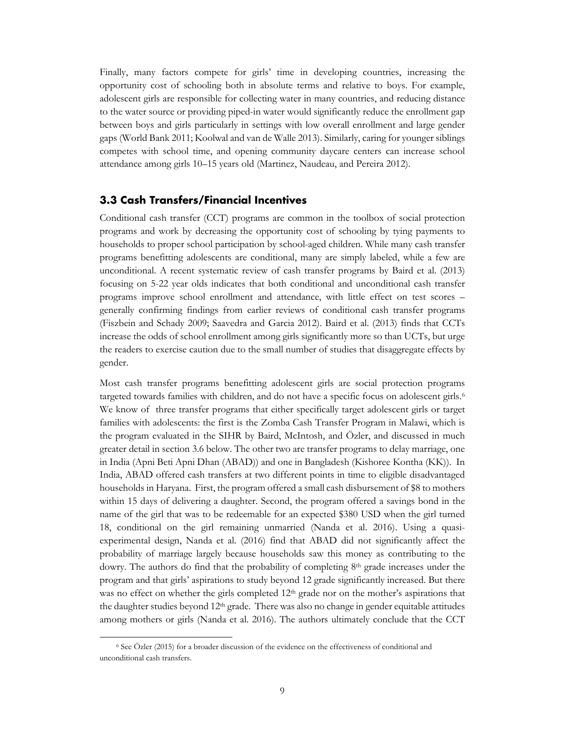Finally, many factors compete for girls' time in developing countries, increasing the opportunity cost of schooling both in absolute terms and relative to boys. For example, adolescent girls are responsible for collecting water in many countries, and reducing distance to the water source or providing piped-in water would significantly reduce the enrollment gap between boys and girls particularly in settings with low overall enrollment and large gender gaps (World Bank 2011; Koolwal and van de Walle 2013). Similarly, caring for younger siblings competes with school time, and opening community daycare centers can increase school attendance among girls 10–15 years old (Martinez, Naudeau, and Pereira 2012).

### 3.3 Cash Transfers/Financial Incentives

Conditional cash transfer (CCT) programs are common in the toolbox of social protection programs and work by decreasing the opportunity cost of schooling by tying payments to households to proper school participation by school-aged children. While many cash transfer programs benefitting adolescents are conditional, many are simply labeled, while a few are unconditional. A recent systematic review of cash transfer programs by Baird et al. (2013) focusing on 5-22 year olds indicates that both conditional and unconditional cash transfer programs improve school enrollment and attendance, with little effect on test scores – generally confirming findings from earlier reviews of conditional cash transfer programs (Fiszbein and Schady 2009; Saavedra and Garcia 2012). Baird et al. (2013) finds that CCTs increase the odds of school enrollment among girls significantly more so than UCTs, but urge the readers to exercise caution due to the small number of studies that disaggregate effects by gender.

Most cash transfer programs benefitting adolescent girls are social protection programs targeted towards families with children, and do not have a specific focus on adolescent girls.[6] We know of three transfer programs that either specifically target adolescent girls or target families with adolescents: the first is the Zomba Cash Transfer Program in Malawi, which is the program evaluated in the SIHR by Baird, McIntosh, and Özler, and discussed in much greater detail in section 3.6 below. The other two are transfer programs to delay marriage, one in India (Apni Beti Apni Dhan (ABAD)) and one in Bangladesh (Kishoree Kontha (KK)). In India, ABAD offered cash transfers at two different points in time to eligible disadvantaged households in Haryana. First, the program offered a small cash disbursement of $8 to mothers within 15 days of delivering a daughter. Second, the program offered a savings bond in the name of the girl that was to be redeemable for an expected $380 USD when the girl turned 18, conditional on the girl remaining unmarried (Nanda et al. 2016). Using a quasi-experimental design, Nanda et al. (2016) find that ABAD did not significantly affect the probability of marriage largely because households saw this money as contributing to the dowry. The authors do find that the probability of completing 8th grade increases under the program and that girls' aspirations to study beyond 12 grade significantly increased. But there was no effect on whether the girls completed 12th grade nor on the mother's aspirations that the daughter studies beyond 12th grade. There was also no change in gender equitable attitudes among mothers or girls (Nanda et al. 2016). The authors ultimately conclude that the CCT

[6] See Özler (2015) for a broader discussion of the evidence on the effectiveness of conditional and unconditional cash transfers.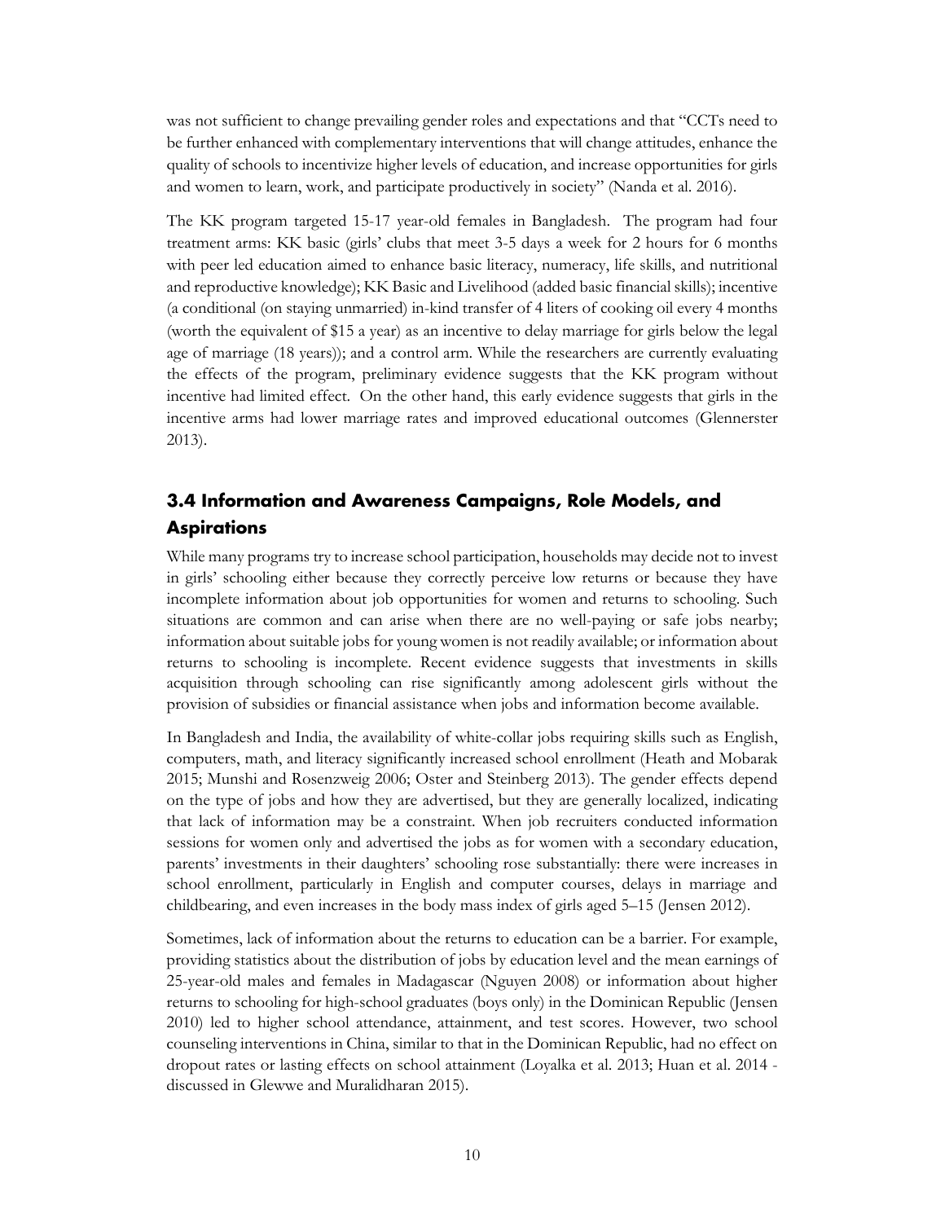was not sufficient to change prevailing gender roles and expectations and that "CCTs need to be further enhanced with complementary interventions that will change attitudes, enhance the quality of schools to incentivize higher levels of education, and increase opportunities for girls and women to learn, work, and participate productively in society" (Nanda et al. 2016).

The KK program targeted 15-17 year-old females in Bangladesh. The program had four treatment arms: KK basic (girls' clubs that meet 3-5 days a week for 2 hours for 6 months with peer led education aimed to enhance basic literacy, numeracy, life skills, and nutritional and reproductive knowledge); KK Basic and Livelihood (added basic financial skills); incentive (a conditional (on staying unmarried) in-kind transfer of 4 liters of cooking oil every 4 months (worth the equivalent of $15 a year) as an incentive to delay marriage for girls below the legal age of marriage (18 years)); and a control arm. While the researchers are currently evaluating the effects of the program, preliminary evidence suggests that the KK program without incentive had limited effect. On the other hand, this early evidence suggests that girls in the incentive arms had lower marriage rates and improved educational outcomes (Glennerster 2013).

## 3.4 Information and Awareness Campaigns, Role Models, and Aspirations

While many programs try to increase school participation, households may decide not to invest in girls' schooling either because they correctly perceive low returns or because they have incomplete information about job opportunities for women and returns to schooling. Such situations are common and can arise when there are no well-paying or safe jobs nearby; information about suitable jobs for young women is not readily available; or information about returns to schooling is incomplete. Recent evidence suggests that investments in skills acquisition through schooling can rise significantly among adolescent girls without the provision of subsidies or financial assistance when jobs and information become available.

In Bangladesh and India, the availability of white-collar jobs requiring skills such as English, computers, math, and literacy significantly increased school enrollment (Heath and Mobarak 2015; Munshi and Rosenzweig 2006; Oster and Steinberg 2013). The gender effects depend on the type of jobs and how they are advertised, but they are generally localized, indicating that lack of information may be a constraint. When job recruiters conducted information sessions for women only and advertised the jobs as for women with a secondary education, parents' investments in their daughters' schooling rose substantially: there were increases in school enrollment, particularly in English and computer courses, delays in marriage and childbearing, and even increases in the body mass index of girls aged 5–15 (Jensen 2012).

Sometimes, lack of information about the returns to education can be a barrier. For example, providing statistics about the distribution of jobs by education level and the mean earnings of 25-year-old males and females in Madagascar (Nguyen 2008) or information about higher returns to schooling for high-school graduates (boys only) in the Dominican Republic (Jensen 2010) led to higher school attendance, attainment, and test scores. However, two school counseling interventions in China, similar to that in the Dominican Republic, had no effect on dropout rates or lasting effects on school attainment (Loyalka et al. 2013; Huan et al. 2014 - discussed in Glewwe and Muralidharan 2015).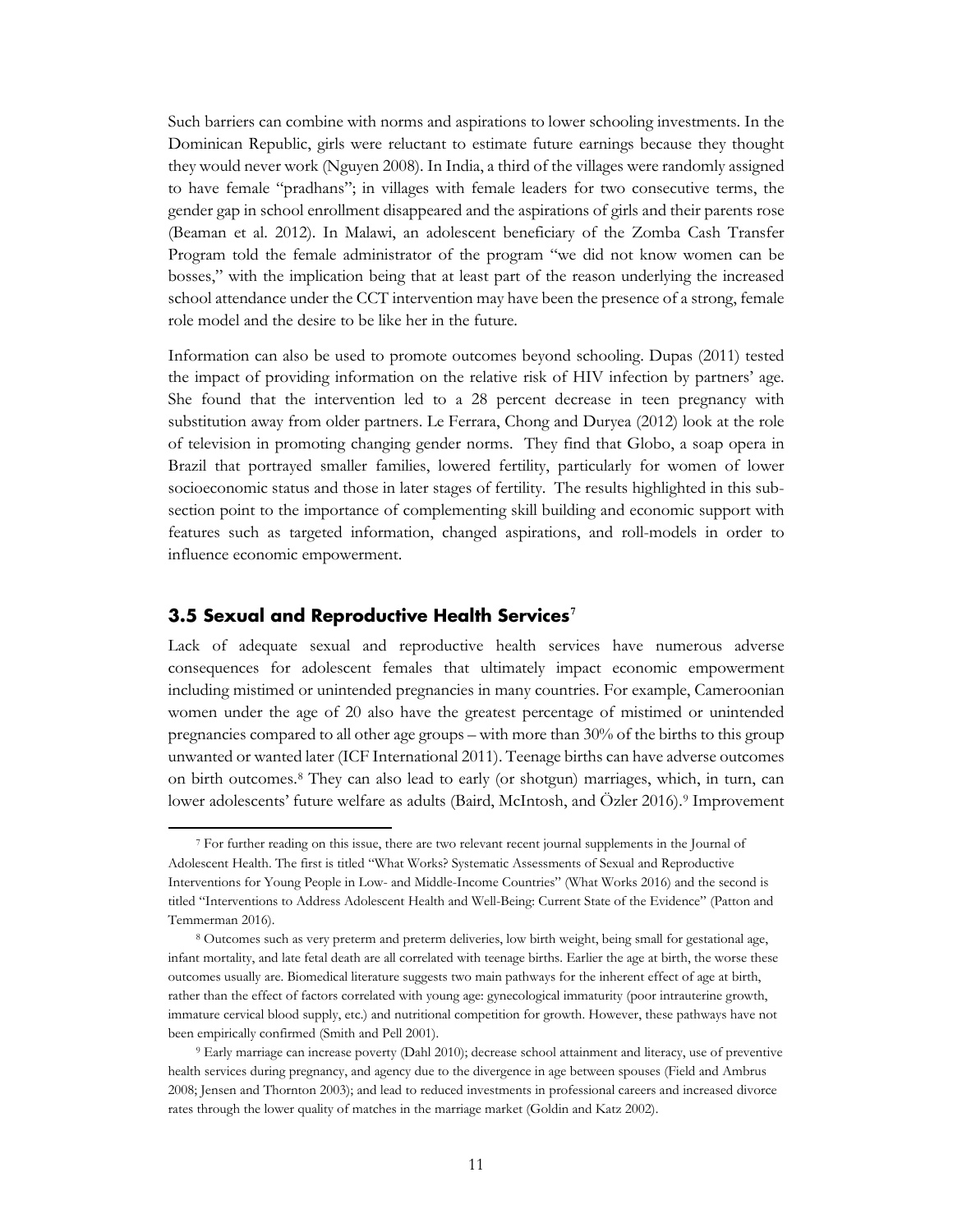Such barriers can combine with norms and aspirations to lower schooling investments. In the Dominican Republic, girls were reluctant to estimate future earnings because they thought they would never work (Nguyen 2008). In India, a third of the villages were randomly assigned to have female "pradhans"; in villages with female leaders for two consecutive terms, the gender gap in school enrollment disappeared and the aspirations of girls and their parents rose (Beaman et al. 2012). In Malawi, an adolescent beneficiary of the Zomba Cash Transfer Program told the female administrator of the program "we did not know women can be bosses," with the implication being that at least part of the reason underlying the increased school attendance under the CCT intervention may have been the presence of a strong, female role model and the desire to be like her in the future.

Information can also be used to promote outcomes beyond schooling. Dupas (2011) tested the impact of providing information on the relative risk of HIV infection by partners' age. She found that the intervention led to a 28 percent decrease in teen pregnancy with substitution away from older partners. Le Ferrara, Chong and Duryea (2012) look at the role of television in promoting changing gender norms. They find that Globo, a soap opera in Brazil that portrayed smaller families, lowered fertility, particularly for women of lower socioeconomic status and those in later stages of fertility. The results highlighted in this sub-section point to the importance of complementing skill building and economic support with features such as targeted information, changed aspirations, and roll-models in order to influence economic empowerment.

### 3.5 Sexual and Reproductive Health Services[7]

Lack of adequate sexual and reproductive health services have numerous adverse consequences for adolescent females that ultimately impact economic empowerment including mistimed or unintended pregnancies in many countries. For example, Cameroonian women under the age of 20 also have the greatest percentage of mistimed or unintended pregnancies compared to all other age groups – with more than 30% of the births to this group unwanted or wanted later (ICF International 2011). Teenage births can have adverse outcomes on birth outcomes.[8] They can also lead to early (or shotgun) marriages, which, in turn, can lower adolescents' future welfare as adults (Baird, McIntosh, and Özler 2016).[9] Improvement

[7] For further reading on this issue, there are two relevant recent journal supplements in the Journal of Adolescent Health. The first is titled "What Works? Systematic Assessments of Sexual and Reproductive Interventions for Young People in Low- and Middle-Income Countries" (What Works 2016) and the second is titled "Interventions to Address Adolescent Health and Well-Being: Current State of the Evidence" (Patton and Temmerman 2016).

[8] Outcomes such as very preterm and preterm deliveries, low birth weight, being small for gestational age, infant mortality, and late fetal death are all correlated with teenage births. Earlier the age at birth, the worse these outcomes usually are. Biomedical literature suggests two main pathways for the inherent effect of age at birth, rather than the effect of factors correlated with young age: gynecological immaturity (poor intrauterine growth, immature cervical blood supply, etc.) and nutritional competition for growth. However, these pathways have not been empirically confirmed (Smith and Pell 2001).

[9] Early marriage can increase poverty (Dahl 2010); decrease school attainment and literacy, use of preventive health services during pregnancy, and agency due to the divergence in age between spouses (Field and Ambrus 2008; Jensen and Thornton 2003); and lead to reduced investments in professional careers and increased divorce rates through the lower quality of matches in the marriage market (Goldin and Katz 2002).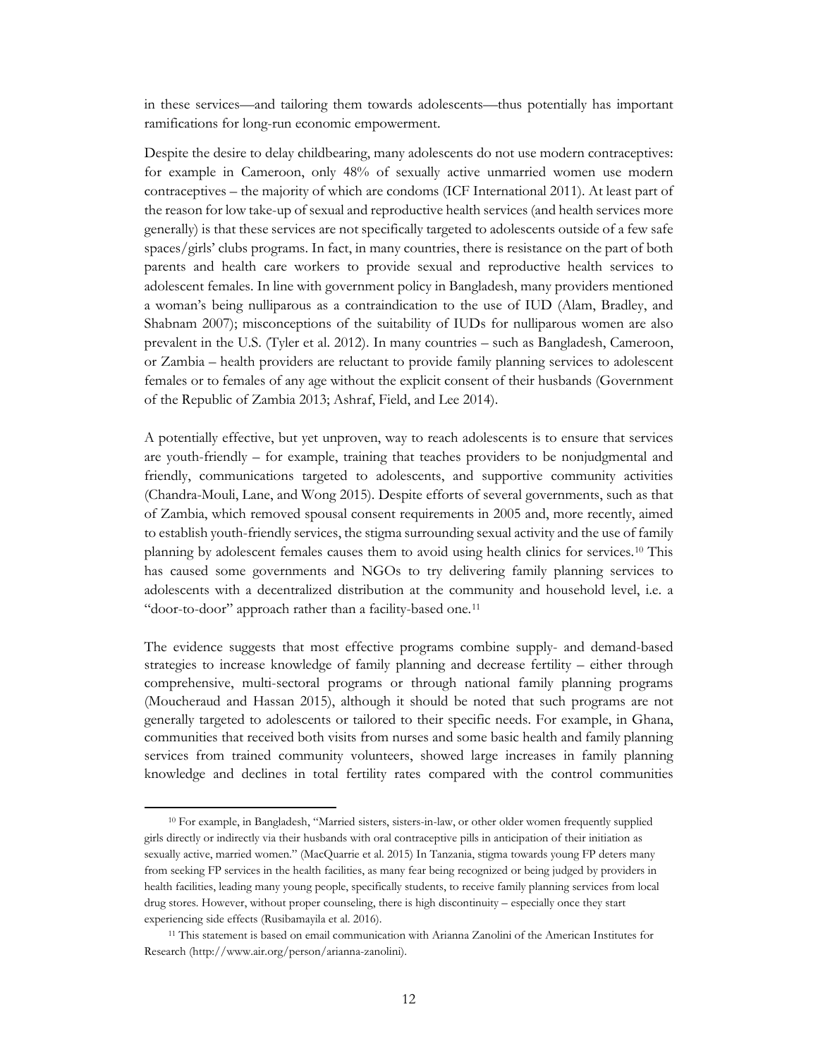in these services—and tailoring them towards adolescents—thus potentially has important ramifications for long-run economic empowerment.

Despite the desire to delay childbearing, many adolescents do not use modern contraceptives: for example in Cameroon, only 48% of sexually active unmarried women use modern contraceptives – the majority of which are condoms (ICF International 2011). At least part of the reason for low take-up of sexual and reproductive health services (and health services more generally) is that these services are not specifically targeted to adolescents outside of a few safe spaces/girls' clubs programs. In fact, in many countries, there is resistance on the part of both parents and health care workers to provide sexual and reproductive health services to adolescent females. In line with government policy in Bangladesh, many providers mentioned a woman's being nulliparous as a contraindication to the use of IUD (Alam, Bradley, and Shabnam 2007); misconceptions of the suitability of IUDs for nulliparous women are also prevalent in the U.S. (Tyler et al. 2012). In many countries – such as Bangladesh, Cameroon, or Zambia – health providers are reluctant to provide family planning services to adolescent females or to females of any age without the explicit consent of their husbands (Government of the Republic of Zambia 2013; Ashraf, Field, and Lee 2014).

A potentially effective, but yet unproven, way to reach adolescents is to ensure that services are youth-friendly – for example, training that teaches providers to be nonjudgmental and friendly, communications targeted to adolescents, and supportive community activities (Chandra-Mouli, Lane, and Wong 2015). Despite efforts of several governments, such as that of Zambia, which removed spousal consent requirements in 2005 and, more recently, aimed to establish youth-friendly services, the stigma surrounding sexual activity and the use of family planning by adolescent females causes them to avoid using health clinics for services.[10] This has caused some governments and NGOs to try delivering family planning services to adolescents with a decentralized distribution at the community and household level, i.e. a "door-to-door" approach rather than a facility-based one.[11]

The evidence suggests that most effective programs combine supply- and demand-based strategies to increase knowledge of family planning and decrease fertility – either through comprehensive, multi-sectoral programs or through national family planning programs (Moucheraud and Hassan 2015), although it should be noted that such programs are not generally targeted to adolescents or tailored to their specific needs. For example, in Ghana, communities that received both visits from nurses and some basic health and family planning services from trained community volunteers, showed large increases in family planning knowledge and declines in total fertility rates compared with the control communities

---

[10] For example, in Bangladesh, "Married sisters, sisters-in-law, or other older women frequently supplied girls directly or indirectly via their husbands with oral contraceptive pills in anticipation of their initiation as sexually active, married women." (MacQuarrie et al. 2015) In Tanzania, stigma towards young FP deters many from seeking FP services in the health facilities, as many fear being recognized or being judged by providers in health facilities, leading many young people, specifically students, to receive family planning services from local drug stores. However, without proper counseling, there is high discontinuity – especially once they start experiencing side effects (Rusibamayila et al. 2016).

[11] This statement is based on email communication with Arianna Zanolini of the American Institutes for Research (http://www.air.org/person/arianna-zanolini).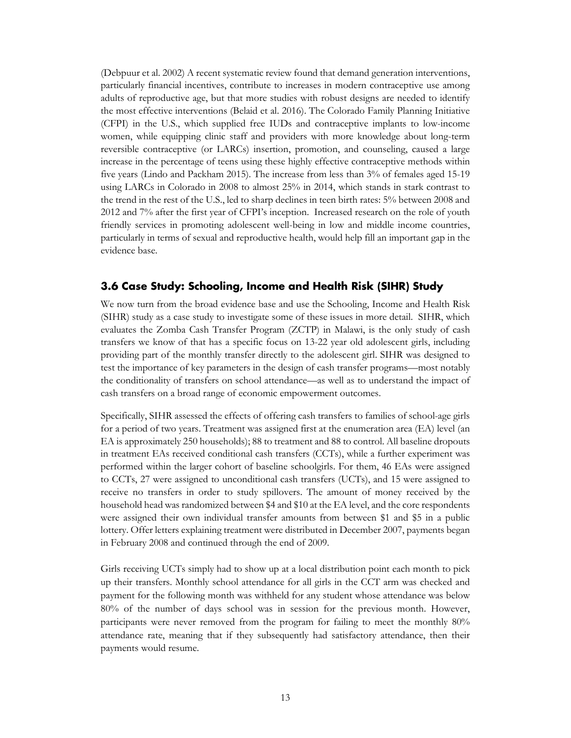(Debpuur et al. 2002) A recent systematic review found that demand generation interventions, particularly financial incentives, contribute to increases in modern contraceptive use among adults of reproductive age, but that more studies with robust designs are needed to identify the most effective interventions (Belaid et al. 2016). The Colorado Family Planning Initiative (CFPI) in the U.S., which supplied free IUDs and contraceptive implants to low-income women, while equipping clinic staff and providers with more knowledge about long-term reversible contraceptive (or LARCs) insertion, promotion, and counseling, caused a large increase in the percentage of teens using these highly effective contraceptive methods within five years (Lindo and Packham 2015). The increase from less than 3% of females aged 15-19 using LARCs in Colorado in 2008 to almost 25% in 2014, which stands in stark contrast to the trend in the rest of the U.S., led to sharp declines in teen birth rates: 5% between 2008 and 2012 and 7% after the first year of CFPI's inception. Increased research on the role of youth friendly services in promoting adolescent well-being in low and middle income countries, particularly in terms of sexual and reproductive health, would help fill an important gap in the evidence base.

### 3.6 Case Study: Schooling, Income and Health Risk (SIHR) Study

We now turn from the broad evidence base and use the Schooling, Income and Health Risk (SIHR) study as a case study to investigate some of these issues in more detail. SIHR, which evaluates the Zomba Cash Transfer Program (ZCTP) in Malawi, is the only study of cash transfers we know of that has a specific focus on 13-22 year old adolescent girls, including providing part of the monthly transfer directly to the adolescent girl. SIHR was designed to test the importance of key parameters in the design of cash transfer programs—most notably the conditionality of transfers on school attendance—as well as to understand the impact of cash transfers on a broad range of economic empowerment outcomes.

Specifically, SIHR assessed the effects of offering cash transfers to families of school-age girls for a period of two years. Treatment was assigned first at the enumeration area (EA) level (an EA is approximately 250 households); 88 to treatment and 88 to control. All baseline dropouts in treatment EAs received conditional cash transfers (CCTs), while a further experiment was performed within the larger cohort of baseline schoolgirls. For them, 46 EAs were assigned to CCTs, 27 were assigned to unconditional cash transfers (UCTs), and 15 were assigned to receive no transfers in order to study spillovers. The amount of money received by the household head was randomized between $4 and $10 at the EA level, and the core respondents were assigned their own individual transfer amounts from between $1 and $5 in a public lottery. Offer letters explaining treatment were distributed in December 2007, payments began in February 2008 and continued through the end of 2009.

Girls receiving UCTs simply had to show up at a local distribution point each month to pick up their transfers. Monthly school attendance for all girls in the CCT arm was checked and payment for the following month was withheld for any student whose attendance was below 80% of the number of days school was in session for the previous month. However, participants were never removed from the program for failing to meet the monthly 80% attendance rate, meaning that if they subsequently had satisfactory attendance, then their payments would resume.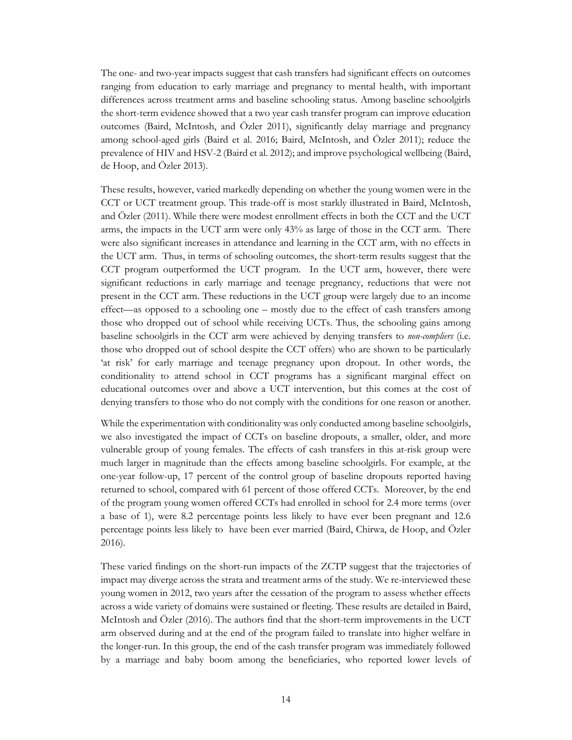The one- and two-year impacts suggest that cash transfers had significant effects on outcomes ranging from education to early marriage and pregnancy to mental health, with important differences across treatment arms and baseline schooling status. Among baseline schoolgirls the short-term evidence showed that a two year cash transfer program can improve education outcomes (Baird, McIntosh, and Özler 2011), significantly delay marriage and pregnancy among school-aged girls (Baird et al. 2016; Baird, McIntosh, and Özler 2011); reduce the prevalence of HIV and HSV-2 (Baird et al. 2012); and improve psychological wellbeing (Baird, de Hoop, and Özler 2013).

These results, however, varied markedly depending on whether the young women were in the CCT or UCT treatment group. This trade-off is most starkly illustrated in Baird, McIntosh, and Özler (2011). While there were modest enrollment effects in both the CCT and the UCT arms, the impacts in the UCT arm were only 43% as large of those in the CCT arm. There were also significant increases in attendance and learning in the CCT arm, with no effects in the UCT arm. Thus, in terms of schooling outcomes, the short-term results suggest that the CCT program outperformed the UCT program. In the UCT arm, however, there were significant reductions in early marriage and teenage pregnancy, reductions that were not present in the CCT arm. These reductions in the UCT group were largely due to an income effect—as opposed to a schooling one – mostly due to the effect of cash transfers among those who dropped out of school while receiving UCTs. Thus, the schooling gains among baseline schoolgirls in the CCT arm were achieved by denying transfers to *non-compliers* (i.e. those who dropped out of school despite the CCT offers) who are shown to be particularly 'at risk' for early marriage and teenage pregnancy upon dropout. In other words, the conditionality to attend school in CCT programs has a significant marginal effect on educational outcomes over and above a UCT intervention, but this comes at the cost of denying transfers to those who do not comply with the conditions for one reason or another.

While the experimentation with conditionality was only conducted among baseline schoolgirls, we also investigated the impact of CCTs on baseline dropouts, a smaller, older, and more vulnerable group of young females. The effects of cash transfers in this at-risk group were much larger in magnitude than the effects among baseline schoolgirls. For example, at the one-year follow-up, 17 percent of the control group of baseline dropouts reported having returned to school, compared with 61 percent of those offered CCTs. Moreover, by the end of the program young women offered CCTs had enrolled in school for 2.4 more terms (over a base of 1), were 8.2 percentage points less likely to have ever been pregnant and 12.6 percentage points less likely to have been ever married (Baird, Chirwa, de Hoop, and Özler 2016).

These varied findings on the short-run impacts of the ZCTP suggest that the trajectories of impact may diverge across the strata and treatment arms of the study. We re-interviewed these young women in 2012, two years after the cessation of the program to assess whether effects across a wide variety of domains were sustained or fleeting. These results are detailed in Baird, McIntosh and Özler (2016). The authors find that the short-term improvements in the UCT arm observed during and at the end of the program failed to translate into higher welfare in the longer-run. In this group, the end of the cash transfer program was immediately followed by a marriage and baby boom among the beneficiaries, who reported lower levels of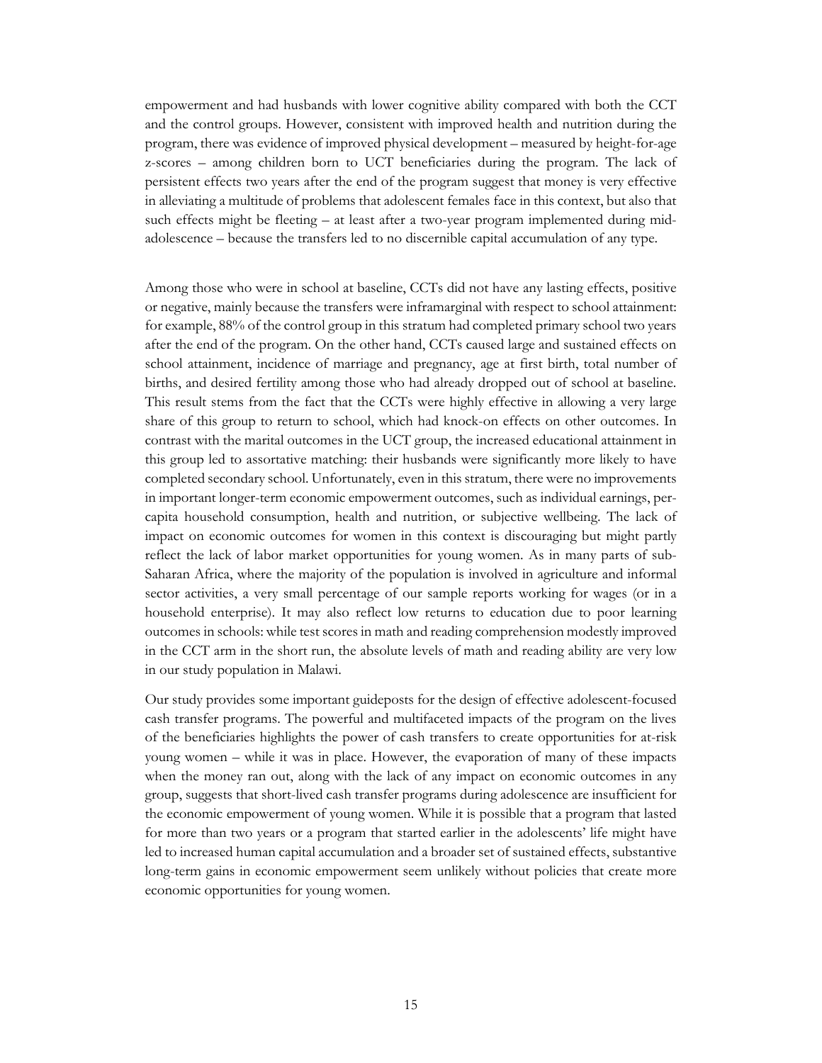empowerment and had husbands with lower cognitive ability compared with both the CCT and the control groups. However, consistent with improved health and nutrition during the program, there was evidence of improved physical development – measured by height-for-age z-scores – among children born to UCT beneficiaries during the program. The lack of persistent effects two years after the end of the program suggest that money is very effective in alleviating a multitude of problems that adolescent females face in this context, but also that such effects might be fleeting – at least after a two-year program implemented during mid-adolescence – because the transfers led to no discernible capital accumulation of any type.

Among those who were in school at baseline, CCTs did not have any lasting effects, positive or negative, mainly because the transfers were inframarginal with respect to school attainment: for example, 88% of the control group in this stratum had completed primary school two years after the end of the program. On the other hand, CCTs caused large and sustained effects on school attainment, incidence of marriage and pregnancy, age at first birth, total number of births, and desired fertility among those who had already dropped out of school at baseline. This result stems from the fact that the CCTs were highly effective in allowing a very large share of this group to return to school, which had knock-on effects on other outcomes. In contrast with the marital outcomes in the UCT group, the increased educational attainment in this group led to assortative matching: their husbands were significantly more likely to have completed secondary school. Unfortunately, even in this stratum, there were no improvements in important longer-term economic empowerment outcomes, such as individual earnings, per-capita household consumption, health and nutrition, or subjective wellbeing. The lack of impact on economic outcomes for women in this context is discouraging but might partly reflect the lack of labor market opportunities for young women. As in many parts of sub-Saharan Africa, where the majority of the population is involved in agriculture and informal sector activities, a very small percentage of our sample reports working for wages (or in a household enterprise). It may also reflect low returns to education due to poor learning outcomes in schools: while test scores in math and reading comprehension modestly improved in the CCT arm in the short run, the absolute levels of math and reading ability are very low in our study population in Malawi.

Our study provides some important guideposts for the design of effective adolescent-focused cash transfer programs. The powerful and multifaceted impacts of the program on the lives of the beneficiaries highlights the power of cash transfers to create opportunities for at-risk young women – while it was in place. However, the evaporation of many of these impacts when the money ran out, along with the lack of any impact on economic outcomes in any group, suggests that short-lived cash transfer programs during adolescence are insufficient for the economic empowerment of young women. While it is possible that a program that lasted for more than two years or a program that started earlier in the adolescents' life might have led to increased human capital accumulation and a broader set of sustained effects, substantive long-term gains in economic empowerment seem unlikely without policies that create more economic opportunities for young women.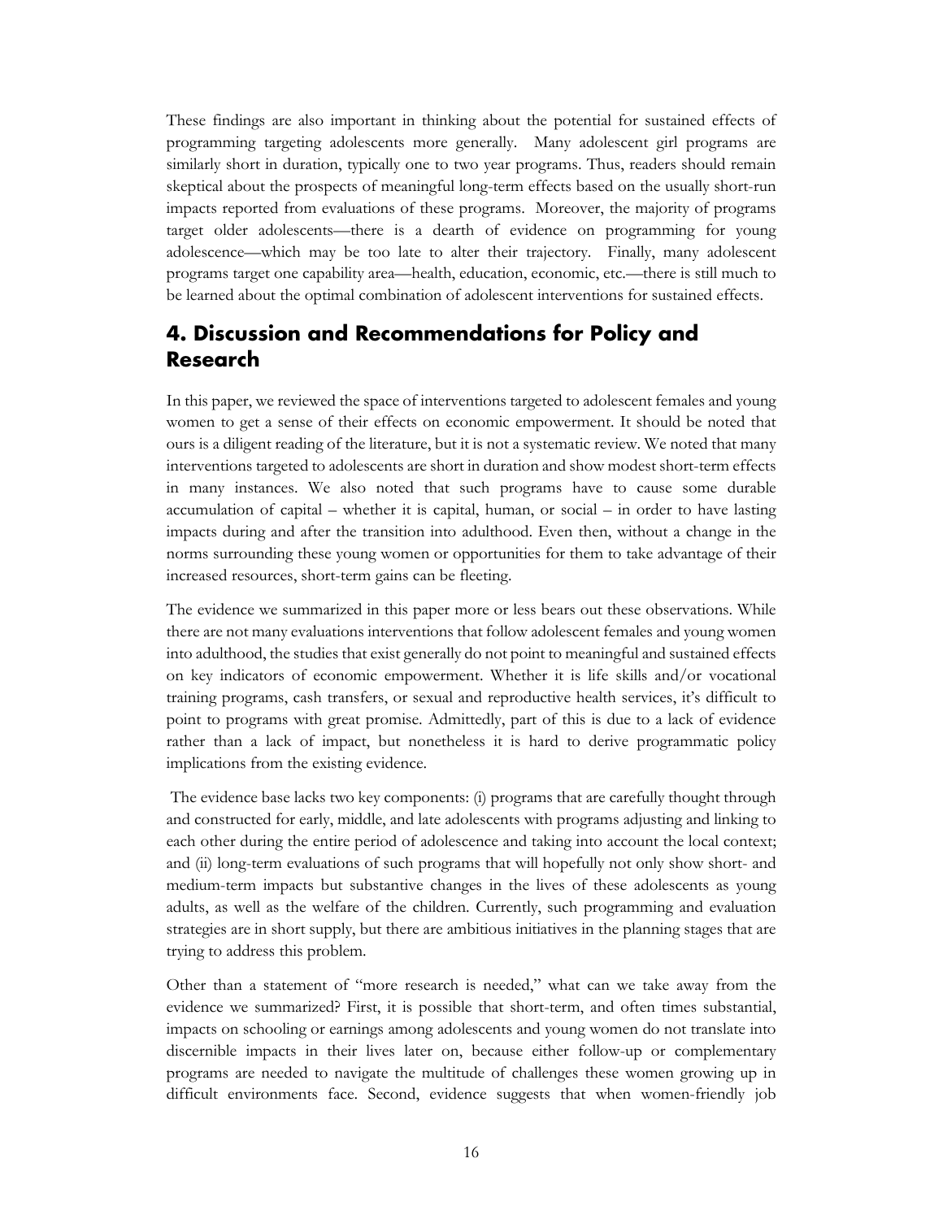These findings are also important in thinking about the potential for sustained effects of programming targeting adolescents more generally. Many adolescent girl programs are similarly short in duration, typically one to two year programs. Thus, readers should remain skeptical about the prospects of meaningful long-term effects based on the usually short-run impacts reported from evaluations of these programs. Moreover, the majority of programs target older adolescents—there is a dearth of evidence on programming for young adolescence—which may be too late to alter their trajectory. Finally, many adolescent programs target one capability area—health, education, economic, etc.—there is still much to be learned about the optimal combination of adolescent interventions for sustained effects.

## 4. Discussion and Recommendations for Policy and Research

In this paper, we reviewed the space of interventions targeted to adolescent females and young women to get a sense of their effects on economic empowerment. It should be noted that ours is a diligent reading of the literature, but it is not a systematic review. We noted that many interventions targeted to adolescents are short in duration and show modest short-term effects in many instances. We also noted that such programs have to cause some durable accumulation of capital – whether it is capital, human, or social – in order to have lasting impacts during and after the transition into adulthood. Even then, without a change in the norms surrounding these young women or opportunities for them to take advantage of their increased resources, short-term gains can be fleeting.

The evidence we summarized in this paper more or less bears out these observations. While there are not many evaluations interventions that follow adolescent females and young women into adulthood, the studies that exist generally do not point to meaningful and sustained effects on key indicators of economic empowerment. Whether it is life skills and/or vocational training programs, cash transfers, or sexual and reproductive health services, it's difficult to point to programs with great promise. Admittedly, part of this is due to a lack of evidence rather than a lack of impact, but nonetheless it is hard to derive programmatic policy implications from the existing evidence.

The evidence base lacks two key components: (i) programs that are carefully thought through and constructed for early, middle, and late adolescents with programs adjusting and linking to each other during the entire period of adolescence and taking into account the local context; and (ii) long-term evaluations of such programs that will hopefully not only show short- and medium-term impacts but substantive changes in the lives of these adolescents as young adults, as well as the welfare of the children. Currently, such programming and evaluation strategies are in short supply, but there are ambitious initiatives in the planning stages that are trying to address this problem.

Other than a statement of "more research is needed," what can we take away from the evidence we summarized? First, it is possible that short-term, and often times substantial, impacts on schooling or earnings among adolescents and young women do not translate into discernible impacts in their lives later on, because either follow-up or complementary programs are needed to navigate the multitude of challenges these women growing up in difficult environments face. Second, evidence suggests that when women-friendly job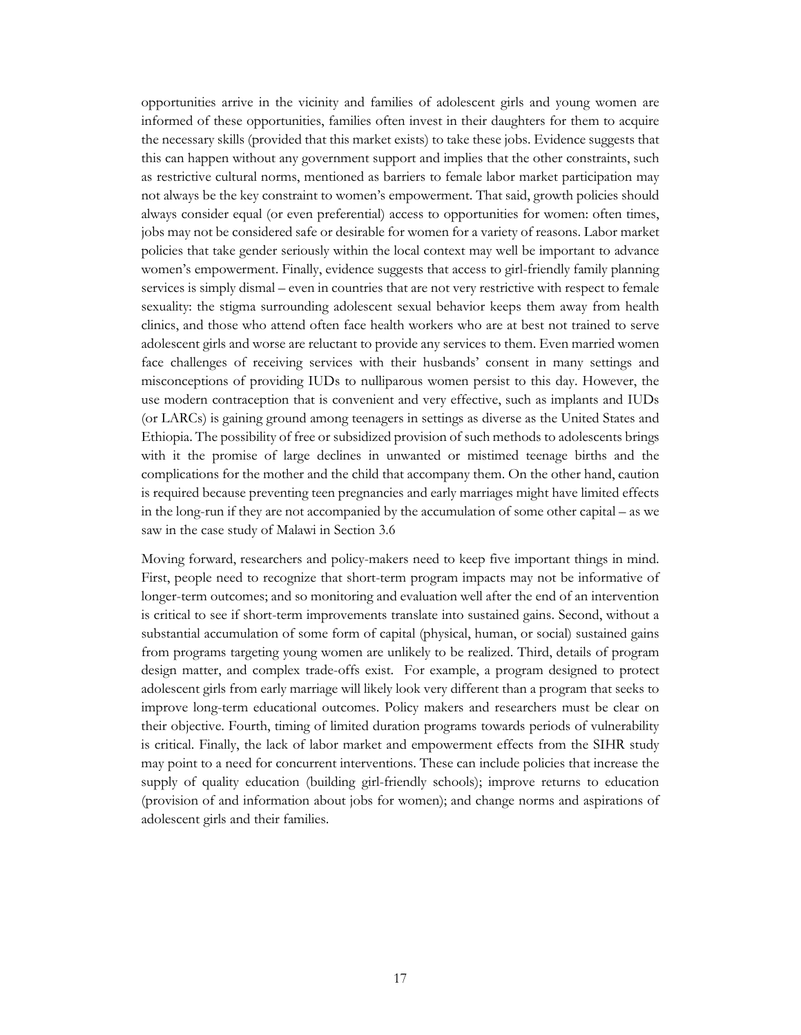opportunities arrive in the vicinity and families of adolescent girls and young women are informed of these opportunities, families often invest in their daughters for them to acquire the necessary skills (provided that this market exists) to take these jobs. Evidence suggests that this can happen without any government support and implies that the other constraints, such as restrictive cultural norms, mentioned as barriers to female labor market participation may not always be the key constraint to women's empowerment. That said, growth policies should always consider equal (or even preferential) access to opportunities for women: often times, jobs may not be considered safe or desirable for women for a variety of reasons. Labor market policies that take gender seriously within the local context may well be important to advance women's empowerment. Finally, evidence suggests that access to girl-friendly family planning services is simply dismal – even in countries that are not very restrictive with respect to female sexuality: the stigma surrounding adolescent sexual behavior keeps them away from health clinics, and those who attend often face health workers who are at best not trained to serve adolescent girls and worse are reluctant to provide any services to them. Even married women face challenges of receiving services with their husbands' consent in many settings and misconceptions of providing IUDs to nulliparous women persist to this day. However, the use modern contraception that is convenient and very effective, such as implants and IUDs (or LARCs) is gaining ground among teenagers in settings as diverse as the United States and Ethiopia. The possibility of free or subsidized provision of such methods to adolescents brings with it the promise of large declines in unwanted or mistimed teenage births and the complications for the mother and the child that accompany them. On the other hand, caution is required because preventing teen pregnancies and early marriages might have limited effects in the long-run if they are not accompanied by the accumulation of some other capital – as we saw in the case study of Malawi in Section 3.6

Moving forward, researchers and policy-makers need to keep five important things in mind. First, people need to recognize that short-term program impacts may not be informative of longer-term outcomes; and so monitoring and evaluation well after the end of an intervention is critical to see if short-term improvements translate into sustained gains. Second, without a substantial accumulation of some form of capital (physical, human, or social) sustained gains from programs targeting young women are unlikely to be realized. Third, details of program design matter, and complex trade-offs exist. For example, a program designed to protect adolescent girls from early marriage will likely look very different than a program that seeks to improve long-term educational outcomes. Policy makers and researchers must be clear on their objective. Fourth, timing of limited duration programs towards periods of vulnerability is critical. Finally, the lack of labor market and empowerment effects from the SIHR study may point to a need for concurrent interventions. These can include policies that increase the supply of quality education (building girl-friendly schools); improve returns to education (provision of and information about jobs for women); and change norms and aspirations of adolescent girls and their families.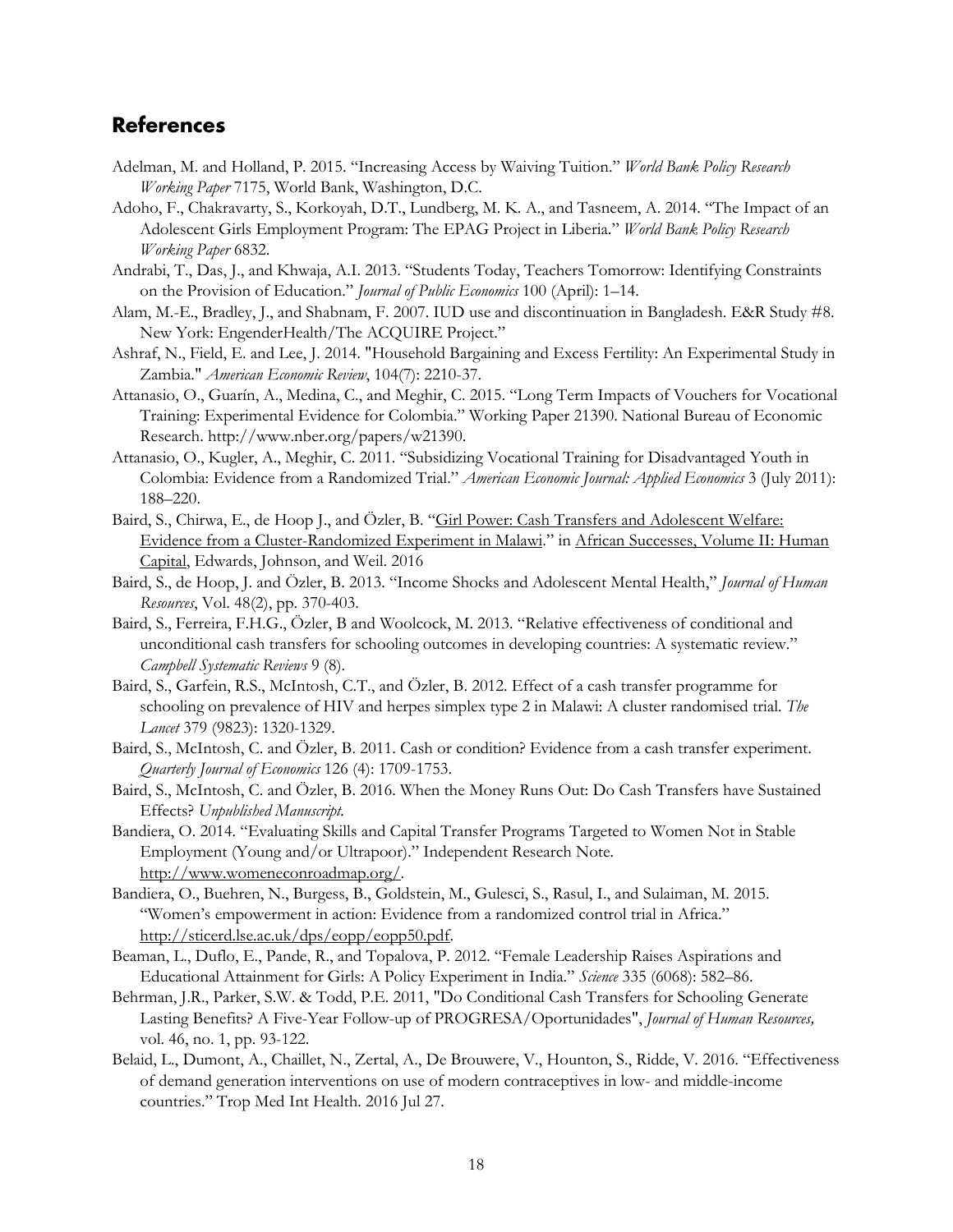## References

Adelman, M. and Holland, P. 2015. "Increasing Access by Waiving Tuition." *World Bank Policy Research Working Paper* 7175, World Bank, Washington, D.C.

Adoho, F., Chakravarty, S., Korkoyah, D.T., Lundberg, M. K. A., and Tasneem, A. 2014. "The Impact of an Adolescent Girls Employment Program: The EPAG Project in Liberia." *World Bank Policy Research Working Paper* 6832.

Andrabi, T., Das, J., and Khwaja, A.I. 2013. "Students Today, Teachers Tomorrow: Identifying Constraints on the Provision of Education." *Journal of Public Economics* 100 (April): 1–14.

Alam, M.-E., Bradley, J., and Shabnam, F. 2007. IUD use and discontinuation in Bangladesh. E&R Study #8. New York: EngenderHealth/The ACQUIRE Project."

Ashraf, N., Field, E. and Lee, J. 2014. "Household Bargaining and Excess Fertility: An Experimental Study in Zambia." *American Economic Review*, 104(7): 2210-37.

Attanasio, O., Guarín, A., Medina, C., and Meghir, C. 2015. "Long Term Impacts of Vouchers for Vocational Training: Experimental Evidence for Colombia." Working Paper 21390. National Bureau of Economic Research. http://www.nber.org/papers/w21390.

Attanasio, O., Kugler, A., Meghir, C. 2011. "Subsidizing Vocational Training for Disadvantaged Youth in Colombia: Evidence from a Randomized Trial." *American Economic Journal: Applied Economics* 3 (July 2011): 188–220.

Baird, S., Chirwa, E., de Hoop J., and Özler, B. "Girl Power: Cash Transfers and Adolescent Welfare: Evidence from a Cluster-Randomized Experiment in Malawi." in African Successes, Volume II: Human Capital, Edwards, Johnson, and Weil. 2016

Baird, S., de Hoop, J. and Özler, B. 2013. "Income Shocks and Adolescent Mental Health," *Journal of Human Resources*, Vol. 48(2), pp. 370-403.

Baird, S., Ferreira, F.H.G., Özler, B and Woolcock, M. 2013. "Relative effectiveness of conditional and unconditional cash transfers for schooling outcomes in developing countries: A systematic review." *Campbell Systematic Reviews* 9 (8).

Baird, S., Garfein, R.S., McIntosh, C.T., and Özler, B. 2012. Effect of a cash transfer programme for schooling on prevalence of HIV and herpes simplex type 2 in Malawi: A cluster randomised trial. *The Lancet* 379 (9823): 1320-1329.

Baird, S., McIntosh, C. and Özler, B. 2011. Cash or condition? Evidence from a cash transfer experiment. *Quarterly Journal of Economics* 126 (4): 1709-1753.

Baird, S., McIntosh, C. and Özler, B. 2016. When the Money Runs Out: Do Cash Transfers have Sustained Effects? *Unpublished Manuscript.*

Bandiera, O. 2014. "Evaluating Skills and Capital Transfer Programs Targeted to Women Not in Stable Employment (Young and/or Ultrapoor)." Independent Research Note. http://www.womeneconroadmap.org/.

Bandiera, O., Buehren, N., Burgess, B., Goldstein, M., Gulesci, S., Rasul, I., and Sulaiman, M. 2015. "Women's empowerment in action: Evidence from a randomized control trial in Africa." http://sticerd.lse.ac.uk/dps/eopp/eopp50.pdf.

Beaman, L., Duflo, E., Pande, R., and Topalova, P. 2012. "Female Leadership Raises Aspirations and Educational Attainment for Girls: A Policy Experiment in India." *Science* 335 (6068): 582–86.

Behrman, J.R., Parker, S.W. & Todd, P.E. 2011, "Do Conditional Cash Transfers for Schooling Generate Lasting Benefits? A Five-Year Follow-up of PROGRESA/Oportunidades", *Journal of Human Resources,* vol. 46, no. 1, pp. 93-122.

Belaid, L., Dumont, A., Chaillet, N., Zertal, A., De Brouwere, V., Hounton, S., Ridde, V. 2016. "Effectiveness of demand generation interventions on use of modern contraceptives in low- and middle-income countries." Trop Med Int Health. 2016 Jul 27.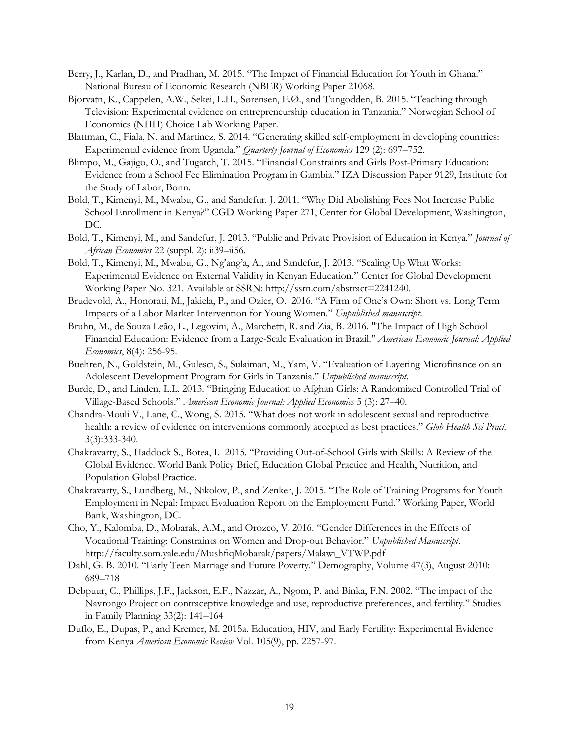Berry, J., Karlan, D., and Pradhan, M. 2015. "The Impact of Financial Education for Youth in Ghana." National Bureau of Economic Research (NBER) Working Paper 21068.

Bjorvatn, K., Cappelen, A.W., Sekei, L.H., Sørensen, E.Ø., and Tungodden, B. 2015. "Teaching through Television: Experimental evidence on entrepreneurship education in Tanzania." Norwegian School of Economics (NHH) Choice Lab Working Paper.

Blattman, C., Fiala, N. and Martinez, S. 2014. "Generating skilled self-employment in developing countries: Experimental evidence from Uganda." *Quarterly Journal of Economics* 129 (2): 697–752.

Blimpo, M., Gajigo, O., and Tugatch, T. 2015. "Financial Constraints and Girls Post-Primary Education: Evidence from a School Fee Elimination Program in Gambia." IZA Discussion Paper 9129, Institute for the Study of Labor, Bonn.

Bold, T., Kimenyi, M., Mwabu, G., and Sandefur. J. 2011. "Why Did Abolishing Fees Not Increase Public School Enrollment in Kenya?" CGD Working Paper 271, Center for Global Development, Washington, DC.

Bold, T., Kimenyi, M., and Sandefur, J. 2013. "Public and Private Provision of Education in Kenya." *Journal of African Economies* 22 (suppl. 2): ii39–ii56.

Bold, T., Kimenyi, M., Mwabu, G., Ng'ang'a, A., and Sandefur, J. 2013. "Scaling Up What Works: Experimental Evidence on External Validity in Kenyan Education." Center for Global Development Working Paper No. 321. Available at SSRN: http://ssrn.com/abstract=2241240.

Brudevold, A., Honorati, M., Jakiela, P., and Ozier, O. 2016. "A Firm of One's Own: Short vs. Long Term Impacts of a Labor Market Intervention for Young Women." *Unpublished manuscript*.

Bruhn, M., de Souza Leão, L., Legovini, A., Marchetti, R. and Zia, B. 2016. "The Impact of High School Financial Education: Evidence from a Large-Scale Evaluation in Brazil." *American Economic Journal: Applied Economics*, 8(4): 256-95.

Buehren, N., Goldstein, M., Gulesci, S., Sulaiman, M., Yam, V. "Evaluation of Layering Microfinance on an Adolescent Development Program for Girls in Tanzania." *Unpublished manuscript*.

Burde, D., and Linden, L.L. 2013. "Bringing Education to Afghan Girls: A Randomized Controlled Trial of Village-Based Schools." *American Economic Journal: Applied Economics* 5 (3): 27–40.

Chandra-Mouli V., Lane, C., Wong, S. 2015. "What does not work in adolescent sexual and reproductive health: a review of evidence on interventions commonly accepted as best practices." *Glob Health Sci Pract.* 3(3):333-340.

Chakravarty, S., Haddock S., Botea, I. 2015. "Providing Out-of-School Girls with Skills: A Review of the Global Evidence. World Bank Policy Brief, Education Global Practice and Health, Nutrition, and Population Global Practice.

Chakravarty, S., Lundberg, M., Nikolov, P., and Zenker, J. 2015. "The Role of Training Programs for Youth Employment in Nepal: Impact Evaluation Report on the Employment Fund." Working Paper, World Bank, Washington, DC.

Cho, Y., Kalomba, D., Mobarak, A.M., and Orozco, V. 2016. "Gender Differences in the Effects of Vocational Training: Constraints on Women and Drop-out Behavior." *Unpublished Manuscript*. http://faculty.som.yale.edu/MushfiqMobarak/papers/Malawi_VTWP.pdf

Dahl, G. B. 2010. "Early Teen Marriage and Future Poverty." Demography, Volume 47(3), August 2010: 689–718

Debpuur, C., Phillips, J.F., Jackson, E.F., Nazzar, A., Ngom, P. and Binka, F.N. 2002. "The impact of the Navrongo Project on contraceptive knowledge and use, reproductive preferences, and fertility." Studies in Family Planning 33(2): 141–164

Duflo, E., Dupas, P., and Kremer, M. 2015a. Education, HIV, and Early Fertility: Experimental Evidence from Kenya *American Economic Review* Vol. 105(9), pp. 2257-97.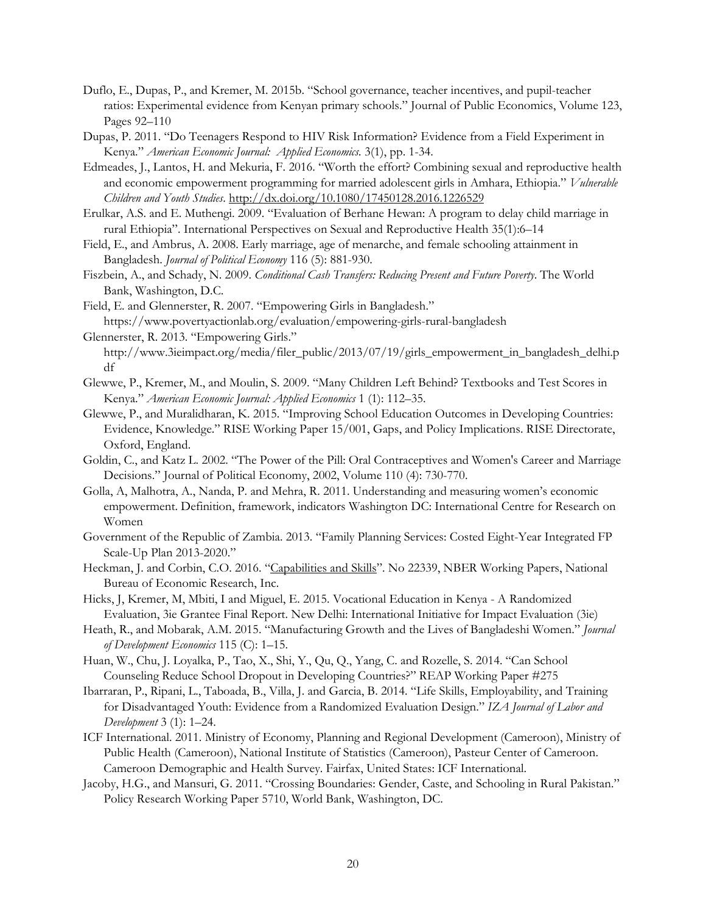Duflo, E., Dupas, P., and Kremer, M. 2015b. "School governance, teacher incentives, and pupil-teacher ratios: Experimental evidence from Kenyan primary schools." Journal of Public Economics, Volume 123, Pages 92–110

Dupas, P. 2011. "Do Teenagers Respond to HIV Risk Information? Evidence from a Field Experiment in Kenya." *American Economic Journal: Applied Economics.* 3(1), pp. 1-34.

Edmeades, J., Lantos, H. and Mekuria, F. 2016. "Worth the effort? Combining sexual and reproductive health and economic empowerment programming for married adolescent girls in Amhara, Ethiopia." *Vulnerable Children and Youth Studies*. http://dx.doi.org/10.1080/17450128.2016.1226529

Erulkar, A.S. and E. Muthengi. 2009. "Evaluation of Berhane Hewan: A program to delay child marriage in rural Ethiopia". International Perspectives on Sexual and Reproductive Health 35(1):6–14

Field, E., and Ambrus, A. 2008. Early marriage, age of menarche, and female schooling attainment in Bangladesh. *Journal of Political Economy* 116 (5): 881-930.

Fiszbein, A., and Schady, N. 2009. *Conditional Cash Transfers: Reducing Present and Future Poverty*. The World Bank, Washington, D.C.

Field, E. and Glennerster, R. 2007. "Empowering Girls in Bangladesh." https://www.povertyactionlab.org/evaluation/empowering-girls-rural-bangladesh

Glennerster, R. 2013. "Empowering Girls." http://www.3ieimpact.org/media/filer_public/2013/07/19/girls_empowerment_in_bangladesh_delhi.pdf

Glewwe, P., Kremer, M., and Moulin, S. 2009. "Many Children Left Behind? Textbooks and Test Scores in Kenya." *American Economic Journal: Applied Economics* 1 (1): 112–35.

Glewwe, P., and Muralidharan, K. 2015. "Improving School Education Outcomes in Developing Countries: Evidence, Knowledge." RISE Working Paper 15/001, Gaps, and Policy Implications. RISE Directorate, Oxford, England.

Goldin, C., and Katz L. 2002. "The Power of the Pill: Oral Contraceptives and Women's Career and Marriage Decisions." Journal of Political Economy, 2002, Volume 110 (4): 730-770.

Golla, A, Malhotra, A., Nanda, P. and Mehra, R. 2011. Understanding and measuring women's economic empowerment. Definition, framework, indicators Washington DC: International Centre for Research on Women

Government of the Republic of Zambia. 2013. "Family Planning Services: Costed Eight-Year Integrated FP Scale-Up Plan 2013-2020."

Heckman, J. and Corbin, C.O. 2016. "Capabilities and Skills". No 22339, NBER Working Papers, National Bureau of Economic Research, Inc.

Hicks, J, Kremer, M, Mbiti, I and Miguel, E. 2015. Vocational Education in Kenya - A Randomized Evaluation, 3ie Grantee Final Report. New Delhi: International Initiative for Impact Evaluation (3ie)

Heath, R., and Mobarak, A.M. 2015. "Manufacturing Growth and the Lives of Bangladeshi Women." *Journal of Development Economics* 115 (C): 1–15.

Huan, W., Chu, J. Loyalka, P., Tao, X., Shi, Y., Qu, Q., Yang, C. and Rozelle, S. 2014. "Can School Counseling Reduce School Dropout in Developing Countries?" REAP Working Paper #275

Ibarraran, P., Ripani, L., Taboada, B., Villa, J. and Garcia, B. 2014. "Life Skills, Employability, and Training for Disadvantaged Youth: Evidence from a Randomized Evaluation Design." *IZA Journal of Labor and Development* 3 (1): 1–24.

ICF International. 2011. Ministry of Economy, Planning and Regional Development (Cameroon), Ministry of Public Health (Cameroon), National Institute of Statistics (Cameroon), Pasteur Center of Cameroon. Cameroon Demographic and Health Survey. Fairfax, United States: ICF International.

Jacoby, H.G., and Mansuri, G. 2011. "Crossing Boundaries: Gender, Caste, and Schooling in Rural Pakistan." Policy Research Working Paper 5710, World Bank, Washington, DC.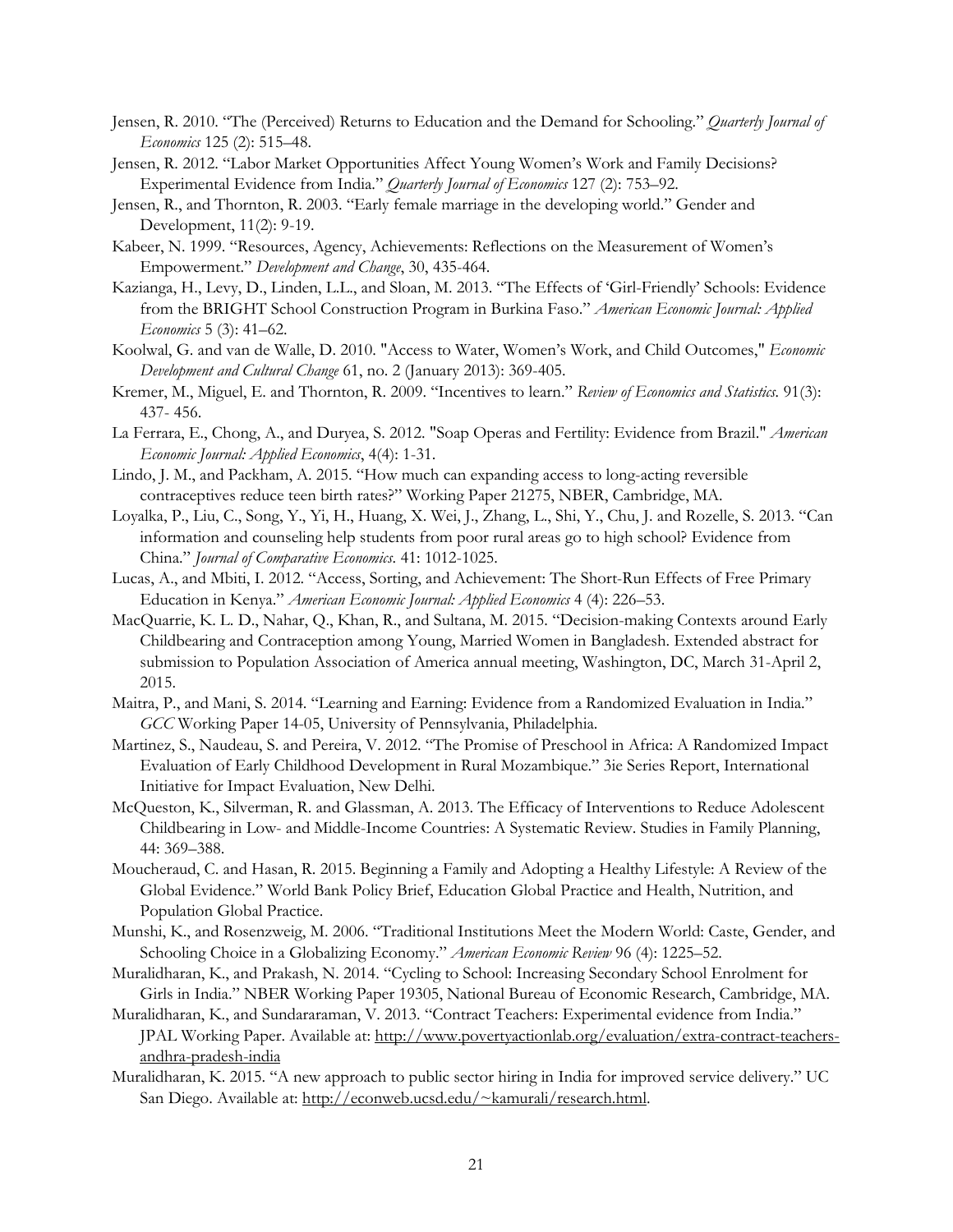Jensen, R. 2010. "The (Perceived) Returns to Education and the Demand for Schooling." *Quarterly Journal of Economics* 125 (2): 515–48.

Jensen, R. 2012. "Labor Market Opportunities Affect Young Women's Work and Family Decisions? Experimental Evidence from India." *Quarterly Journal of Economics* 127 (2): 753–92.

Jensen, R., and Thornton, R. 2003. "Early female marriage in the developing world." Gender and Development, 11(2): 9-19.

Kabeer, N. 1999. "Resources, Agency, Achievements: Reflections on the Measurement of Women's Empowerment." *Development and Change*, 30, 435-464.

Kazianga, H., Levy, D., Linden, L.L., and Sloan, M. 2013. "The Effects of 'Girl-Friendly' Schools: Evidence from the BRIGHT School Construction Program in Burkina Faso." *American Economic Journal: Applied Economics* 5 (3): 41–62.

Koolwal, G. and van de Walle, D. 2010. "Access to Water, Women's Work, and Child Outcomes," *Economic Development and Cultural Change* 61, no. 2 (January 2013): 369-405.

Kremer, M., Miguel, E. and Thornton, R. 2009. "Incentives to learn." *Review of Economics and Statistics*. 91(3): 437- 456.

La Ferrara, E., Chong, A., and Duryea, S. 2012. "Soap Operas and Fertility: Evidence from Brazil." *American Economic Journal: Applied Economics*, 4(4): 1-31.

Lindo, J. M., and Packham, A. 2015. "How much can expanding access to long-acting reversible contraceptives reduce teen birth rates?" Working Paper 21275, NBER, Cambridge, MA.

Loyalka, P., Liu, C., Song, Y., Yi, H., Huang, X. Wei, J., Zhang, L., Shi, Y., Chu, J. and Rozelle, S. 2013. "Can information and counseling help students from poor rural areas go to high school? Evidence from China." *Journal of Comparative Economics*. 41: 1012-1025.

Lucas, A., and Mbiti, I. 2012. "Access, Sorting, and Achievement: The Short-Run Effects of Free Primary Education in Kenya." *American Economic Journal: Applied Economics* 4 (4): 226–53.

MacQuarrie, K. L. D., Nahar, Q., Khan, R., and Sultana, M. 2015. "Decision-making Contexts around Early Childbearing and Contraception among Young, Married Women in Bangladesh. Extended abstract for submission to Population Association of America annual meeting, Washington, DC, March 31-April 2, 2015.

Maitra, P., and Mani, S. 2014. "Learning and Earning: Evidence from a Randomized Evaluation in India." *GCC* Working Paper 14-05, University of Pennsylvania, Philadelphia.

Martinez, S., Naudeau, S. and Pereira, V. 2012. "The Promise of Preschool in Africa: A Randomized Impact Evaluation of Early Childhood Development in Rural Mozambique." 3ie Series Report, International Initiative for Impact Evaluation, New Delhi.

McQueston, K., Silverman, R. and Glassman, A. 2013. The Efficacy of Interventions to Reduce Adolescent Childbearing in Low- and Middle-Income Countries: A Systematic Review. Studies in Family Planning, 44: 369–388.

Moucheraud, C. and Hasan, R. 2015. Beginning a Family and Adopting a Healthy Lifestyle: A Review of the Global Evidence." World Bank Policy Brief, Education Global Practice and Health, Nutrition, and Population Global Practice.

Munshi, K., and Rosenzweig, M. 2006. "Traditional Institutions Meet the Modern World: Caste, Gender, and Schooling Choice in a Globalizing Economy." *American Economic Review* 96 (4): 1225–52.

Muralidharan, K., and Prakash, N. 2014. "Cycling to School: Increasing Secondary School Enrolment for Girls in India." NBER Working Paper 19305, National Bureau of Economic Research, Cambridge, MA.

Muralidharan, K., and Sundararaman, V. 2013. "Contract Teachers: Experimental evidence from India." JPAL Working Paper. Available at: http://www.povertyactionlab.org/evaluation/extra-contract-teachers-andhra-pradesh-india

Muralidharan, K. 2015. "A new approach to public sector hiring in India for improved service delivery." UC San Diego. Available at: http://econweb.ucsd.edu/~kamurali/research.html.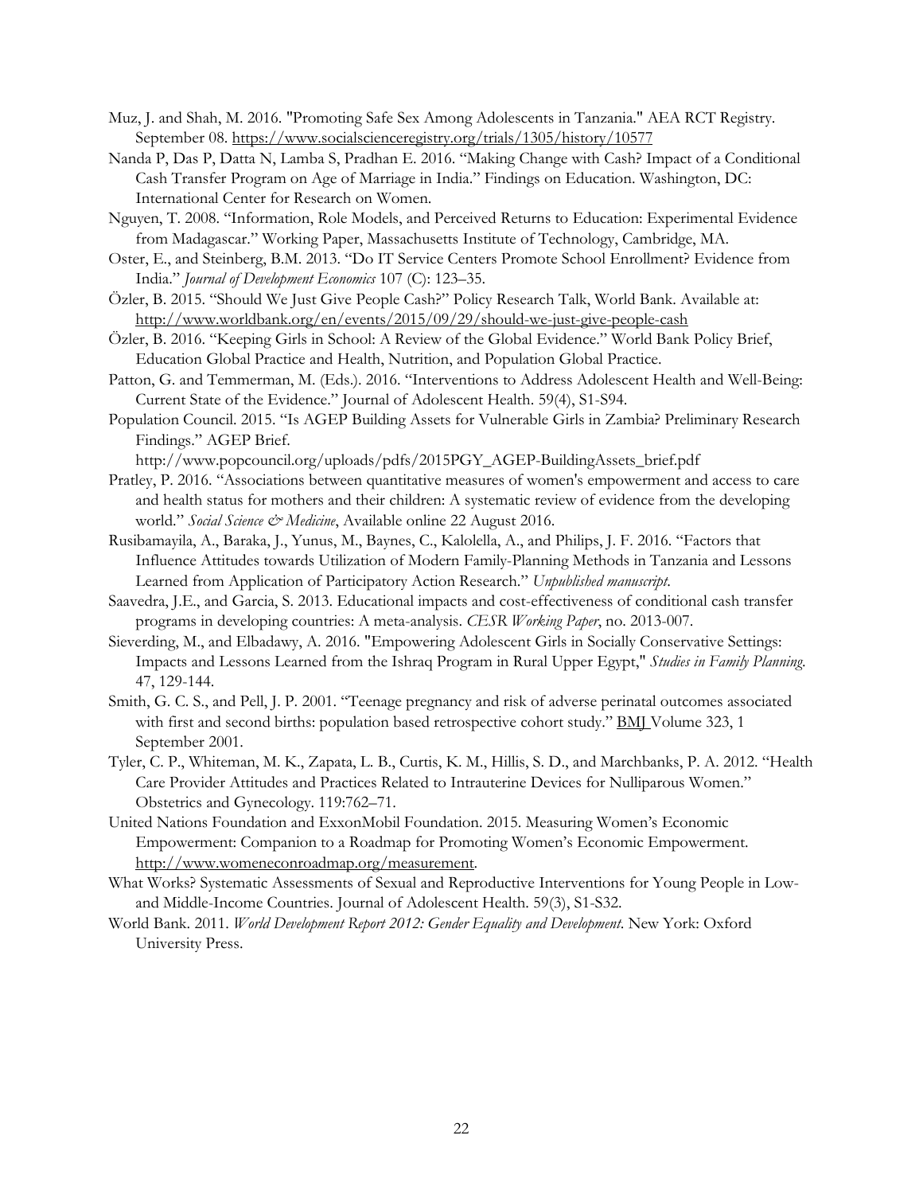Muz, J. and Shah, M. 2016. "Promoting Safe Sex Among Adolescents in Tanzania." AEA RCT Registry. September 08. https://www.socialscienceregistry.org/trials/1305/history/10577

Nanda P, Das P, Datta N, Lamba S, Pradhan E. 2016. "Making Change with Cash? Impact of a Conditional Cash Transfer Program on Age of Marriage in India." Findings on Education. Washington, DC: International Center for Research on Women.

Nguyen, T. 2008. "Information, Role Models, and Perceived Returns to Education: Experimental Evidence from Madagascar." Working Paper, Massachusetts Institute of Technology, Cambridge, MA.

Oster, E., and Steinberg, B.M. 2013. "Do IT Service Centers Promote School Enrollment? Evidence from India." *Journal of Development Economics* 107 (C): 123–35.

Özler, B. 2015. "Should We Just Give People Cash?" Policy Research Talk, World Bank. Available at: http://www.worldbank.org/en/events/2015/09/29/should-we-just-give-people-cash

Özler, B. 2016. "Keeping Girls in School: A Review of the Global Evidence." World Bank Policy Brief, Education Global Practice and Health, Nutrition, and Population Global Practice.

Patton, G. and Temmerman, M. (Eds.). 2016. "Interventions to Address Adolescent Health and Well-Being: Current State of the Evidence." Journal of Adolescent Health. 59(4), S1-S94.

Population Council. 2015. "Is AGEP Building Assets for Vulnerable Girls in Zambia? Preliminary Research Findings." AGEP Brief. http://www.popcouncil.org/uploads/pdfs/2015PGY_AGEP-BuildingAssets_brief.pdf

Pratley, P. 2016. "Associations between quantitative measures of women's empowerment and access to care and health status for mothers and their children: A systematic review of evidence from the developing world." *Social Science & Medicine*, Available online 22 August 2016.

Rusibamayila, A., Baraka, J., Yunus, M., Baynes, C., Kalolella, A., and Philips, J. F. 2016. "Factors that Influence Attitudes towards Utilization of Modern Family-Planning Methods in Tanzania and Lessons Learned from Application of Participatory Action Research." *Unpublished manuscript*.

Saavedra, J.E., and Garcia, S. 2013. Educational impacts and cost-effectiveness of conditional cash transfer programs in developing countries: A meta-analysis. *CESR Working Paper*, no. 2013-007.

Sieverding, M., and Elbadawy, A. 2016. "Empowering Adolescent Girls in Socially Conservative Settings: Impacts and Lessons Learned from the Ishraq Program in Rural Upper Egypt," *Studies in Family Planning*. 47, 129-144.

Smith, G. C. S., and Pell, J. P. 2001. "Teenage pregnancy and risk of adverse perinatal outcomes associated with first and second births: population based retrospective cohort study." BMJ Volume 323, 1 September 2001.

Tyler, C. P., Whiteman, M. K., Zapata, L. B., Curtis, K. M., Hillis, S. D., and Marchbanks, P. A. 2012. "Health Care Provider Attitudes and Practices Related to Intrauterine Devices for Nulliparous Women." Obstetrics and Gynecology. 119:762–71.

United Nations Foundation and ExxonMobil Foundation. 2015. Measuring Women's Economic Empowerment: Companion to a Roadmap for Promoting Women's Economic Empowerment. http://www.womeneconroadmap.org/measurement.

What Works? Systematic Assessments of Sexual and Reproductive Interventions for Young People in Low- and Middle-Income Countries. Journal of Adolescent Health. 59(3), S1-S32.

World Bank. 2011. *World Development Report 2012: Gender Equality and Development*. New York: Oxford University Press.